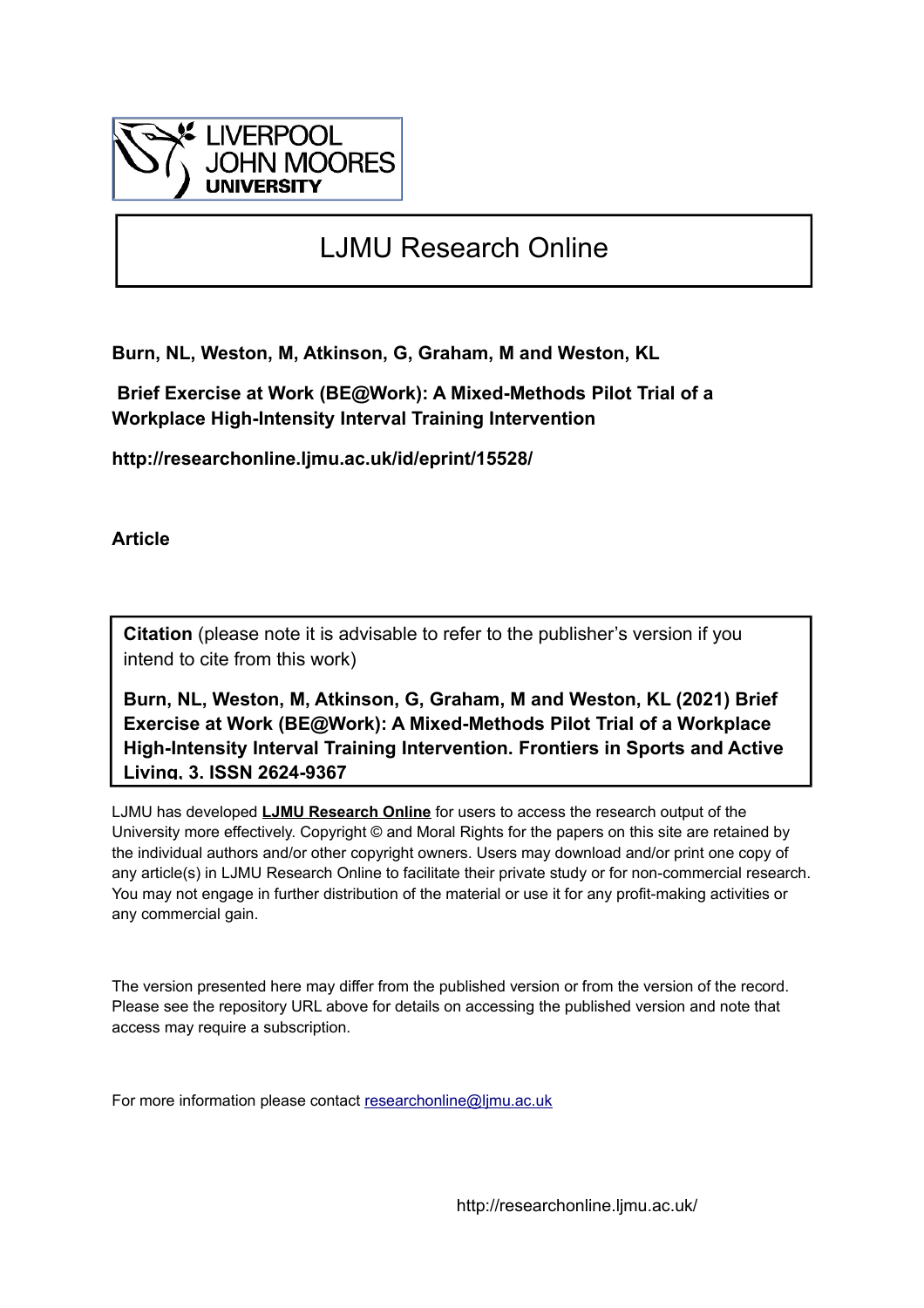LIVERPOOL JOHN MOORES UNIVERSITY

# LJMU Research Online

**Burn, NL, Weston, M, Atkinson, G, Graham, M and Weston, KL**

**Brief Exercise at Work (BE@Work): A Mixed-Methods Pilot Trial of a Workplace High-Intensity Interval Training Intervention**

**http://researchonline.ljmu.ac.uk/id/eprint/15528/**

**Article**

**Citation** (please note it is advisable to refer to the publisher's version if you intend to cite from this work)

**Burn, NL, Weston, M, Atkinson, G, Graham, M and Weston, KL (2021) Brief Exercise at Work (BE@Work): A Mixed-Methods Pilot Trial of a Workplace High-Intensity Interval Training Intervention. Frontiers in Sports and Active Living, 3. ISSN 2624-9367**

LJMU has developed **LJMU Research Online** for users to access the research output of the University more effectively. Copyright © and Moral Rights for the papers on this site are retained by the individual authors and/or other copyright owners. Users may download and/or print one copy of any article(s) in LJMU Research Online to facilitate their private study or for non-commercial research. You may not engage in further distribution of the material or use it for any profit-making activities or any commercial gain.

The version presented here may differ from the published version or from the version of the record. Please see the repository URL above for details on accessing the published version and note that access may require a subscription.

For more information please contact researchonline@ljmu.ac.uk

http://researchonline.ljmu.ac.uk/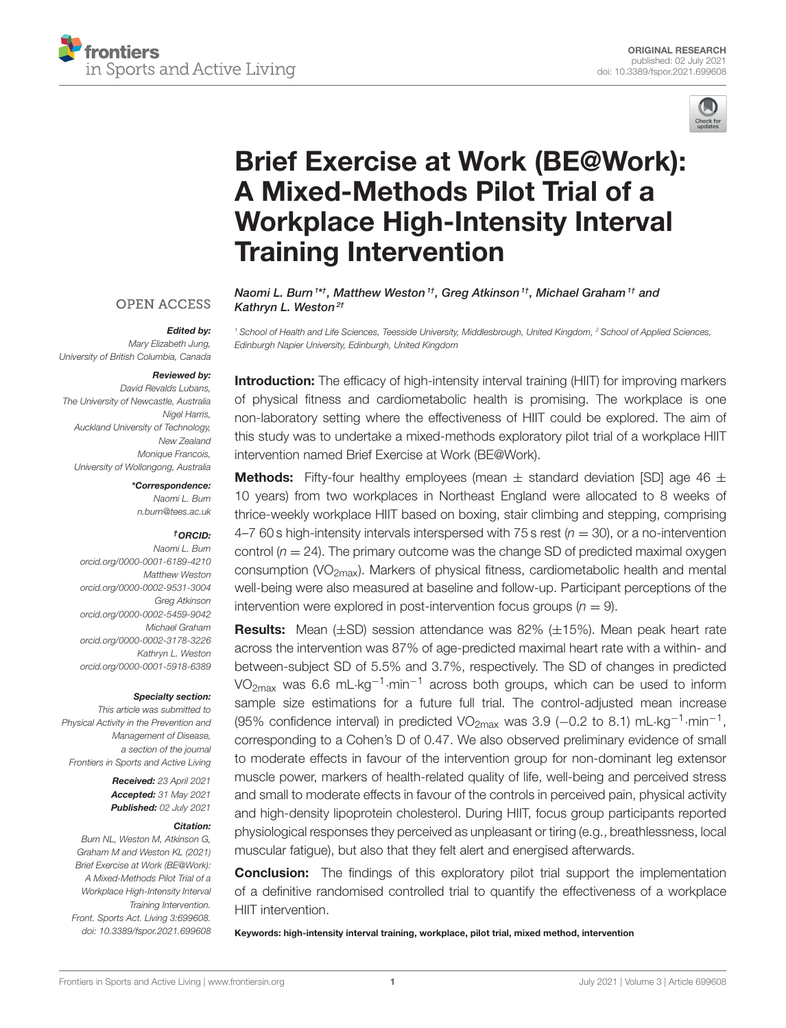# Brief Exercise at Work (BE@Work): A Mixed-Methods Pilot Trial of a Workplace High-Intensity Interval Training Intervention

*Naomi L. Burn[1*†], Matthew Weston[1†], Greg Atkinson[1†], Michael Graham[1†] and Kathryn L. Weston[2†]*

[1] School of Health and Life Sciences, Teesside University, Middlesbrough, United Kingdom, [2] School of Applied Sciences, Edinburgh Napier University, Edinburgh, United Kingdom

OPEN ACCESS

***Edited by:***
Mary Elizabeth Jung,
University of British Columbia, Canada

***Reviewed by:***
David Revalds Lubans,
The University of Newcastle, Australia
Nigel Harris,
Auckland University of Technology,
New Zealand
Monique Francois,
University of Wollongong, Australia

***\*Correspondence:***
Naomi L. Burn
n.burn@tees.ac.uk

***†ORCID:***
Naomi L. Burn
orcid.org/0000-0001-6189-4210
Matthew Weston
orcid.org/0000-0002-9531-3004
Greg Atkinson
orcid.org/0000-0002-5459-9042
Michael Graham
orcid.org/0000-0002-3178-3226
Kathryn L. Weston
orcid.org/0000-0001-5918-6389

***Specialty section:***
This article was submitted to
Physical Activity in the Prevention and
Management of Disease,
a section of the journal
Frontiers in Sports and Active Living

***Received:*** 23 April 2021
***Accepted:*** 31 May 2021
***Published:*** 02 July 2021

***Citation:***
Burn NL, Weston M, Atkinson G, Graham M and Weston KL (2021) Brief Exercise at Work (BE@Work): A Mixed-Methods Pilot Trial of a Workplace High-Intensity Interval Training Intervention. Front. Sports Act. Living 3:699608. doi: 10.3389/fspor.2021.699608

**Introduction:** The efficacy of high-intensity interval training (HIIT) for improving markers of physical fitness and cardiometabolic health is promising. The workplace is one non-laboratory setting where the effectiveness of HIIT could be explored. The aim of this study was to undertake a mixed-methods exploratory pilot trial of a workplace HIIT intervention named Brief Exercise at Work (BE@Work).

**Methods:** Fifty-four healthy employees (mean ± standard deviation [SD] age 46 ± 10 years) from two workplaces in Northeast England were allocated to 8 weeks of thrice-weekly workplace HIIT based on boxing, stair climbing and stepping, comprising 4–7 60 s high-intensity intervals interspersed with 75 s rest ($n = 30$), or a no-intervention control ($n = 24$). The primary outcome was the change SD of predicted maximal oxygen consumption ($VO_{2max}$). Markers of physical fitness, cardiometabolic health and mental well-being were also measured at baseline and follow-up. Participant perceptions of the intervention were explored in post-intervention focus groups ($n = 9$).

**Results:** Mean (±SD) session attendance was 82% (±15%). Mean peak heart rate across the intervention was 87% of age-predicted maximal heart rate with a within- and between-subject SD of 5.5% and 3.7%, respectively. The SD of changes in predicted $VO_{2max}$ was 6.6 $mL \cdot kg^{-1} \cdot min^{-1}$ across both groups, which can be used to inform sample size estimations for a future full trial. The control-adjusted mean increase (95% confidence interval) in predicted $VO_{2max}$ was 3.9 (−0.2 to 8.1) $mL \cdot kg^{-1} \cdot min^{-1}$, corresponding to a Cohen's D of 0.47. We also observed preliminary evidence of small to moderate effects in favour of the intervention group for non-dominant leg extensor muscle power, markers of health-related quality of life, well-being and perceived stress and small to moderate effects in favour of the controls in perceived pain, physical activity and high-density lipoprotein cholesterol. During HIIT, focus group participants reported physiological responses they perceived as unpleasant or tiring (e.g., breathlessness, local muscular fatigue), but also that they felt alert and energised afterwards.

**Conclusion:** The findings of this exploratory pilot trial support the implementation of a definitive randomised controlled trial to quantify the effectiveness of a workplace HIIT intervention.

**Keywords: high-intensity interval training, workplace, pilot trial, mixed method, intervention**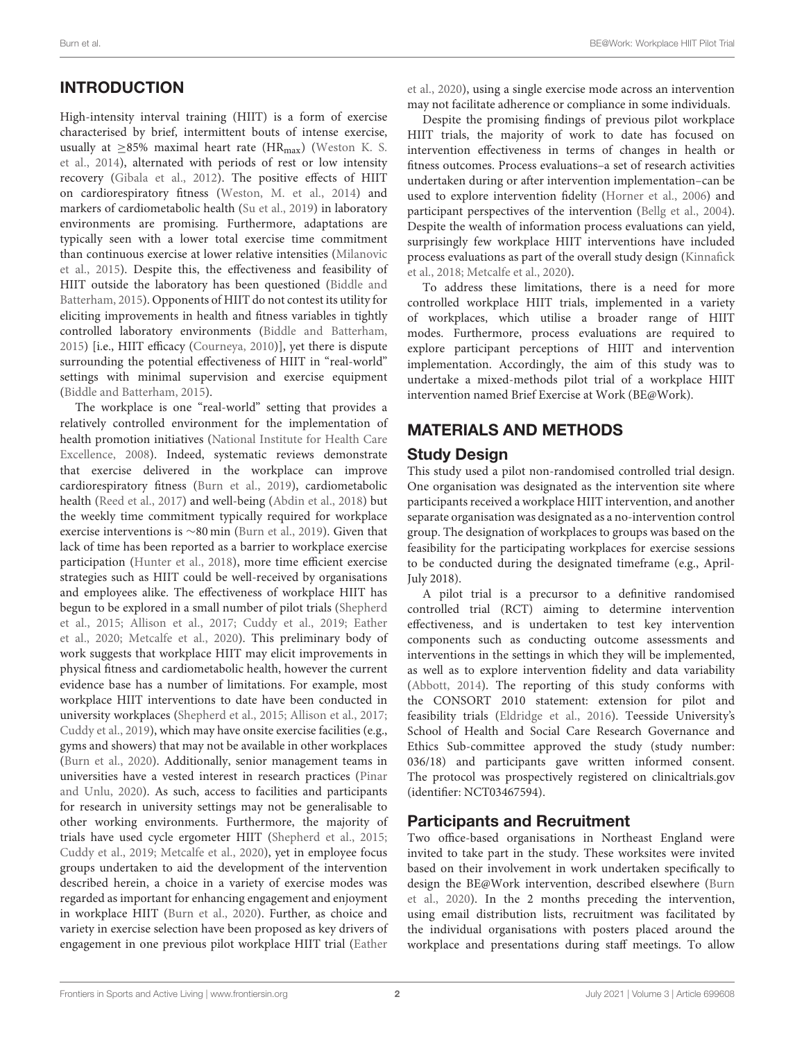## INTRODUCTION

High-intensity interval training (HIIT) is a form of exercise characterised by brief, intermittent bouts of intense exercise, usually at ≥85% maximal heart rate ($HR_{max}$) (Weston K. S. et al., 2014), alternated with periods of rest or low intensity recovery (Gibala et al., 2012). The positive effects of HIIT on cardiorespiratory fitness (Weston, M. et al., 2014) and markers of cardiometabolic health (Su et al., 2019) in laboratory environments are promising. Furthermore, adaptations are typically seen with a lower total exercise time commitment than continuous exercise at lower relative intensities (Milanovic et al., 2015). Despite this, the effectiveness and feasibility of HIIT outside the laboratory has been questioned (Biddle and Batterham, 2015). Opponents of HIIT do not contest its utility for eliciting improvements in health and fitness variables in tightly controlled laboratory environments (Biddle and Batterham, 2015) [i.e., HIIT efficacy (Courneya, 2010)], yet there is dispute surrounding the potential effectiveness of HIIT in "real-world" settings with minimal supervision and exercise equipment (Biddle and Batterham, 2015).

The workplace is one "real-world" setting that provides a relatively controlled environment for the implementation of health promotion initiatives (National Institute for Health Care Excellence, 2008). Indeed, systematic reviews demonstrate that exercise delivered in the workplace can improve cardiorespiratory fitness (Burn et al., 2019), cardiometabolic health (Reed et al., 2017) and well-being (Abdin et al., 2018) but the weekly time commitment typically required for workplace exercise interventions is ∼80 min (Burn et al., 2019). Given that lack of time has been reported as a barrier to workplace exercise participation (Hunter et al., 2018), more time efficient exercise strategies such as HIIT could be well-received by organisations and employees alike. The effectiveness of workplace HIIT has begun to be explored in a small number of pilot trials (Shepherd et al., 2015; Allison et al., 2017; Cuddy et al., 2019; Eather et al., 2020; Metcalfe et al., 2020). This preliminary body of work suggests that workplace HIIT may elicit improvements in physical fitness and cardiometabolic health, however the current evidence base has a number of limitations. For example, most workplace HIIT interventions to date have been conducted in university workplaces (Shepherd et al., 2015; Allison et al., 2017; Cuddy et al., 2019), which may have onsite exercise facilities (e.g., gyms and showers) that may not be available in other workplaces (Burn et al., 2020). Additionally, senior management teams in universities have a vested interest in research practices (Pinar and Unlu, 2020). As such, access to facilities and participants for research in university settings may not be generalisable to other working environments. Furthermore, the majority of trials have used cycle ergometer HIIT (Shepherd et al., 2015; Cuddy et al., 2019; Metcalfe et al., 2020), yet in employee focus groups undertaken to aid the development of the intervention described herein, a choice in a variety of exercise modes was regarded as important for enhancing engagement and enjoyment in workplace HIIT (Burn et al., 2020). Further, as choice and variety in exercise selection have been proposed as key drivers of engagement in one previous pilot workplace HIIT trial (Eather et al., 2020), using a single exercise mode across an intervention may not facilitate adherence or compliance in some individuals.

Despite the promising findings of previous pilot workplace HIIT trials, the majority of work to date has focused on intervention effectiveness in terms of changes in health or fitness outcomes. Process evaluations–a set of research activities undertaken during or after intervention implementation–can be used to explore intervention fidelity (Horner et al., 2006) and participant perspectives of the intervention (Bellg et al., 2004). Despite the wealth of information process evaluations can yield, surprisingly few workplace HIIT interventions have included process evaluations as part of the overall study design (Kinnafick et al., 2018; Metcalfe et al., 2020).

To address these limitations, there is a need for more controlled workplace HIIT trials, implemented in a variety of workplaces, which utilise a broader range of HIIT modes. Furthermore, process evaluations are required to explore participant perceptions of HIIT and intervention implementation. Accordingly, the aim of this study was to undertake a mixed-methods pilot trial of a workplace HIIT intervention named Brief Exercise at Work (BE@Work).

## MATERIALS AND METHODS

### Study Design

This study used a pilot non-randomised controlled trial design. One organisation was designated as the intervention site where participants received a workplace HIIT intervention, and another separate organisation was designated as a no-intervention control group. The designation of workplaces to groups was based on the feasibility for the participating workplaces for exercise sessions to be conducted during the designated timeframe (e.g., April-July 2018).

A pilot trial is a precursor to a definitive randomised controlled trial (RCT) aiming to determine intervention effectiveness, and is undertaken to test key intervention components such as conducting outcome assessments and interventions in the settings in which they will be implemented, as well as to explore intervention fidelity and data variability (Abbott, 2014). The reporting of this study conforms with the CONSORT 2010 statement: extension for pilot and feasibility trials (Eldridge et al., 2016). Teesside University's School of Health and Social Care Research Governance and Ethics Sub-committee approved the study (study number: 036/18) and participants gave written informed consent. The protocol was prospectively registered on clinicaltrials.gov (identifier: NCT03467594).

### Participants and Recruitment

Two office-based organisations in Northeast England were invited to take part in the study. These worksites were invited based on their involvement in work undertaken specifically to design the BE@Work intervention, described elsewhere (Burn et al., 2020). In the 2 months preceding the intervention, using email distribution lists, recruitment was facilitated by the individual organisations with posters placed around the workplace and presentations during staff meetings. To allow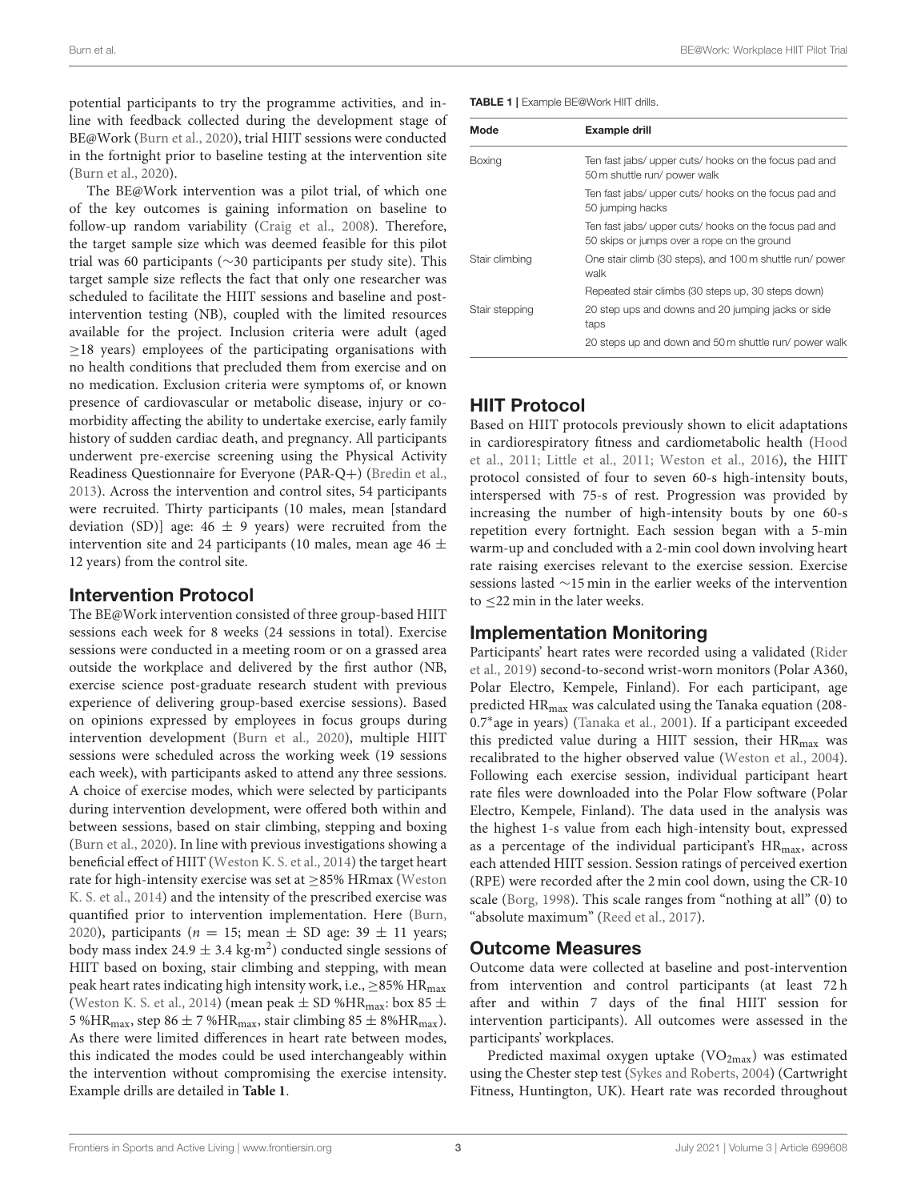potential participants to try the programme activities, and in-line with feedback collected during the development stage of BE@Work (Burn et al., 2020), trial HIIT sessions were conducted in the fortnight prior to baseline testing at the intervention site (Burn et al., 2020).

The BE@Work intervention was a pilot trial, of which one of the key outcomes is gaining information on baseline to follow-up random variability (Craig et al., 2008). Therefore, the target sample size which was deemed feasible for this pilot trial was 60 participants (∼30 participants per study site). This target sample size reflects the fact that only one researcher was scheduled to facilitate the HIIT sessions and baseline and post-intervention testing (NB), coupled with the limited resources available for the project. Inclusion criteria were adult (aged ≥18 years) employees of the participating organisations with no health conditions that precluded them from exercise and on no medication. Exclusion criteria were symptoms of, or known presence of cardiovascular or metabolic disease, injury or co-morbidity affecting the ability to undertake exercise, early family history of sudden cardiac death, and pregnancy. All participants underwent pre-exercise screening using the Physical Activity Readiness Questionnaire for Everyone (PAR-Q+) (Bredin et al., 2013). Across the intervention and control sites, 54 participants were recruited. Thirty participants (10 males, mean [standard deviation (SD)] age: 46 ± 9 years) were recruited from the intervention site and 24 participants (10 males, mean age 46 ± 12 years) from the control site.

## Intervention Protocol

The BE@Work intervention consisted of three group-based HIIT sessions each week for 8 weeks (24 sessions in total). Exercise sessions were conducted in a meeting room or on a grassed area outside the workplace and delivered by the first author (NB, exercise science post-graduate research student with previous experience of delivering group-based exercise sessions). Based on opinions expressed by employees in focus groups during intervention development (Burn et al., 2020), multiple HIIT sessions were scheduled across the working week (19 sessions each week), with participants asked to attend any three sessions. A choice of exercise modes, which were selected by participants during intervention development, were offered both within and between sessions, based on stair climbing, stepping and boxing (Burn et al., 2020). In line with previous investigations showing a beneficial effect of HIIT (Weston K. S. et al., 2014) the target heart rate for high-intensity exercise was set at ≥85% HRmax (Weston K. S. et al., 2014) and the intensity of the prescribed exercise was quantified prior to intervention implementation. Here (Burn, 2020), participants ($n$ = 15; mean ± SD age: 39 ± 11 years; body mass index 24.9 ± 3.4 $kg \cdot m^2$) conducted single sessions of HIIT based on boxing, stair climbing and stepping, with mean peak heart rates indicating high intensity work, i.e., ≥85% $HR_{max}$ (Weston K. S. et al., 2014) (mean peak ± SD %$HR_{max}$: box 85 ± 5 %$HR_{max}$, step 86 ± 7 %$HR_{max}$, stair climbing 85 ± 8%$HR_{max}$). As there were limited differences in heart rate between modes, this indicated the modes could be used interchangeably within the intervention without compromising the exercise intensity. Example drills are detailed in **Table 1**.

**TABLE 1** | Example BE@Work HIIT drills.

| Mode | Example drill |
|---|---|
| Boxing | Ten fast jabs/ upper cuts/ hooks on the focus pad and 50 m shuttle run/ power walk |
| | Ten fast jabs/ upper cuts/ hooks on the focus pad and 50 jumping hacks |
| | Ten fast jabs/ upper cuts/ hooks on the focus pad and 50 skips or jumps over a rope on the ground |
| Stair climbing | One stair climb (30 steps), and 100 m shuttle run/ power walk |
| | Repeated stair climbs (30 steps up, 30 steps down) |
| Stair stepping | 20 step ups and downs and 20 jumping jacks or side taps |
| | 20 steps up and down and 50 m shuttle run/ power walk |

## HIIT Protocol

Based on HIIT protocols previously shown to elicit adaptations in cardiorespiratory fitness and cardiometabolic health (Hood et al., 2011; Little et al., 2011; Weston et al., 2016), the HIIT protocol consisted of four to seven 60-s high-intensity bouts, interspersed with 75-s of rest. Progression was provided by increasing the number of high-intensity bouts by one 60-s repetition every fortnight. Each session began with a 5-min warm-up and concluded with a 2-min cool down involving heart rate raising exercises relevant to the exercise session. Exercise sessions lasted ∼15 min in the earlier weeks of the intervention to ≤22 min in the later weeks.

## Implementation Monitoring

Participants' heart rates were recorded using a validated (Rider et al., 2019) second-to-second wrist-worn monitors (Polar A360, Polar Electro, Kempele, Finland). For each participant, age predicted $HR_{max}$ was calculated using the Tanaka equation (208-0.7*age in years) (Tanaka et al., 2001). If a participant exceeded this predicted value during a HIIT session, their $HR_{max}$ was recalibrated to the higher observed value (Weston et al., 2004). Following each exercise session, individual participant heart rate files were downloaded into the Polar Flow software (Polar Electro, Kempele, Finland). The data used in the analysis was the highest 1-s value from each high-intensity bout, expressed as a percentage of the individual participant's $HR_{max}$, across each attended HIIT session. Session ratings of perceived exertion (RPE) were recorded after the 2 min cool down, using the CR-10 scale (Borg, 1998). This scale ranges from "nothing at all" (0) to "absolute maximum" (Reed et al., 2017).

## Outcome Measures

Outcome data were collected at baseline and post-intervention from intervention and control participants (at least 72 h after and within 7 days of the final HIIT session for intervention participants). All outcomes were assessed in the participants' workplaces.

Predicted maximal oxygen uptake ($VO_{2max}$) was estimated using the Chester step test (Sykes and Roberts, 2004) (Cartwright Fitness, Huntington, UK). Heart rate was recorded throughout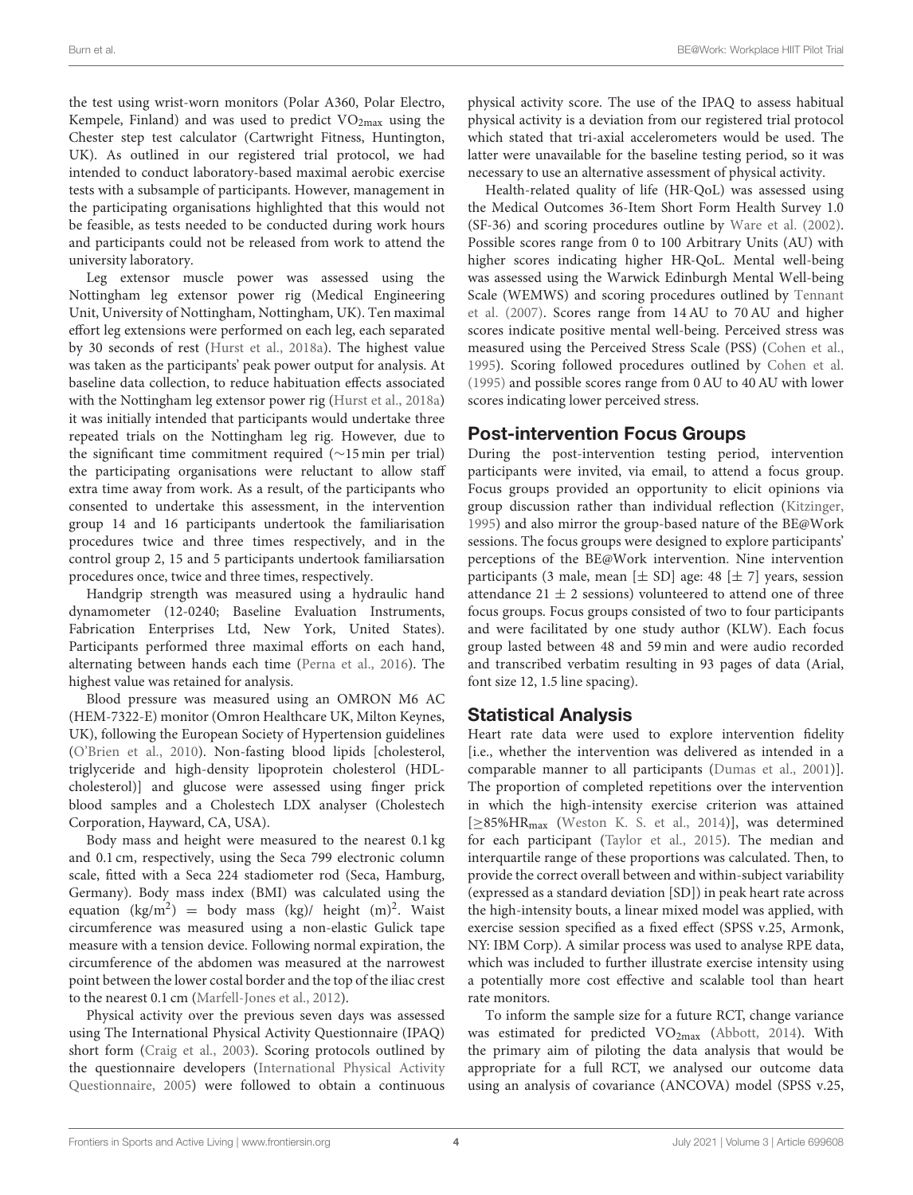the test using wrist-worn monitors (Polar A360, Polar Electro, Kempele, Finland) and was used to predict $VO_{2max}$ using the Chester step test calculator (Cartwright Fitness, Huntington, UK). As outlined in our registered trial protocol, we had intended to conduct laboratory-based maximal aerobic exercise tests with a subsample of participants. However, management in the participating organisations highlighted that this would not be feasible, as tests needed to be conducted during work hours and participants could not be released from work to attend the university laboratory.

Leg extensor muscle power was assessed using the Nottingham leg extensor power rig (Medical Engineering Unit, University of Nottingham, Nottingham, UK). Ten maximal effort leg extensions were performed on each leg, each separated by 30 seconds of rest (Hurst et al., 2018a). The highest value was taken as the participants' peak power output for analysis. At baseline data collection, to reduce habituation effects associated with the Nottingham leg extensor power rig (Hurst et al., 2018a) it was initially intended that participants would undertake three repeated trials on the Nottingham leg rig. However, due to the significant time commitment required (~15 min per trial) the participating organisations were reluctant to allow staff extra time away from work. As a result, of the participants who consented to undertake this assessment, in the intervention group 14 and 16 participants undertook the familiarisation procedures twice and three times respectively, and in the control group 2, 15 and 5 participants undertook familiarsation procedures once, twice and three times, respectively.

Handgrip strength was measured using a hydraulic hand dynamometer (12-0240; Baseline Evaluation Instruments, Fabrication Enterprises Ltd, New York, United States). Participants performed three maximal efforts on each hand, alternating between hands each time (Perna et al., 2016). The highest value was retained for analysis.

Blood pressure was measured using an OMRON M6 AC (HEM-7322-E) monitor (Omron Healthcare UK, Milton Keynes, UK), following the European Society of Hypertension guidelines (O'Brien et al., 2010). Non-fasting blood lipids [cholesterol, triglyceride and high-density lipoprotein cholesterol (HDL-cholesterol)] and glucose were assessed using finger prick blood samples and a Cholestech LDX analyser (Cholestech Corporation, Hayward, CA, USA).

Body mass and height were measured to the nearest 0.1 kg and 0.1 cm, respectively, using the Seca 799 electronic column scale, fitted with a Seca 224 stadiometer rod (Seca, Hamburg, Germany). Body mass index (BMI) was calculated using the equation $(kg/m^2)$ = body mass (kg)/ height $(m)^2$. Waist circumference was measured using a non-elastic Gulick tape measure with a tension device. Following normal expiration, the circumference of the abdomen was measured at the narrowest point between the lower costal border and the top of the iliac crest to the nearest 0.1 cm (Marfell-Jones et al., 2012).

Physical activity over the previous seven days was assessed using The International Physical Activity Questionnaire (IPAQ) short form (Craig et al., 2003). Scoring protocols outlined by the questionnaire developers (International Physical Activity Questionnaire, 2005) were followed to obtain a continuous physical activity score. The use of the IPAQ to assess habitual physical activity is a deviation from our registered trial protocol which stated that tri-axial accelerometers would be used. The latter were unavailable for the baseline testing period, so it was necessary to use an alternative assessment of physical activity.

Health-related quality of life (HR-QoL) was assessed using the Medical Outcomes 36-Item Short Form Health Survey 1.0 (SF-36) and scoring procedures outline by Ware et al. (2002). Possible scores range from 0 to 100 Arbitrary Units (AU) with higher scores indicating higher HR-QoL. Mental well-being was assessed using the Warwick Edinburgh Mental Well-being Scale (WEMWS) and scoring procedures outlined by Tennant et al. (2007). Scores range from 14 AU to 70 AU and higher scores indicate positive mental well-being. Perceived stress was measured using the Perceived Stress Scale (PSS) (Cohen et al., 1995). Scoring followed procedures outlined by Cohen et al. (1995) and possible scores range from 0 AU to 40 AU with lower scores indicating lower perceived stress.

## Post-intervention Focus Groups

During the post-intervention testing period, intervention participants were invited, via email, to attend a focus group. Focus groups provided an opportunity to elicit opinions via group discussion rather than individual reflection (Kitzinger, 1995) and also mirror the group-based nature of the BE@Work sessions. The focus groups were designed to explore participants' perceptions of the BE@Work intervention. Nine intervention participants (3 male, mean [$\pm$ SD] age: 48 [$\pm$ 7] years, session attendance 21 $\pm$ 2 sessions) volunteered to attend one of three focus groups. Focus groups consisted of two to four participants and were facilitated by one study author (KLW). Each focus group lasted between 48 and 59 min and were audio recorded and transcribed verbatim resulting in 93 pages of data (Arial, font size 12, 1.5 line spacing).

## Statistical Analysis

Heart rate data were used to explore intervention fidelity [i.e., whether the intervention was delivered as intended in a comparable manner to all participants (Dumas et al., 2001)]. The proportion of completed repetitions over the intervention in which the high-intensity exercise criterion was attained [$\geq$85%$HR_{max}$ (Weston K. S. et al., 2014)], was determined for each participant (Taylor et al., 2015). The median and interquartile range of these proportions was calculated. Then, to provide the correct overall between and within-subject variability (expressed as a standard deviation [SD]) in peak heart rate across the high-intensity bouts, a linear mixed model was applied, with exercise session specified as a fixed effect (SPSS v.25, Armonk, NY: IBM Corp). A similar process was used to analyse RPE data, which was included to further illustrate exercise intensity using a potentially more cost effective and scalable tool than heart rate monitors.

To inform the sample size for a future RCT, change variance was estimated for predicted $VO_{2max}$ (Abbott, 2014). With the primary aim of piloting the data analysis that would be appropriate for a full RCT, we analysed our outcome data using an analysis of covariance (ANCOVA) model (SPSS v.25,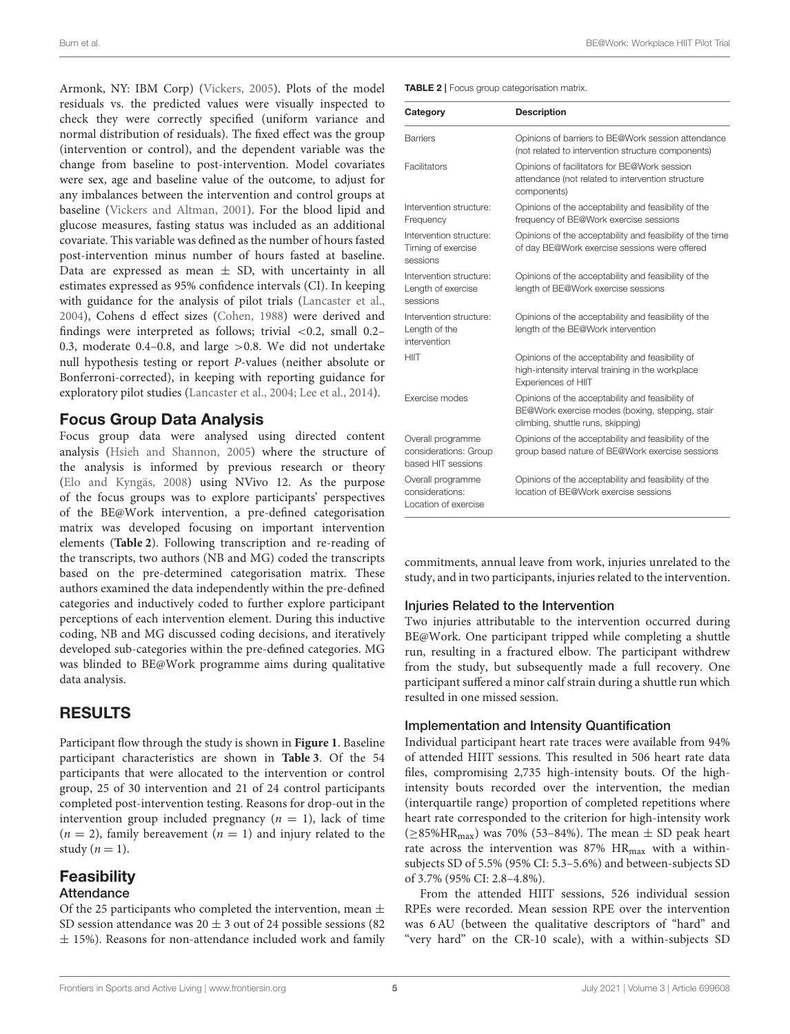Armonk, NY: IBM Corp) (Vickers, 2005). Plots of the model residuals vs. the predicted values were visually inspected to check they were correctly specified (uniform variance and normal distribution of residuals). The fixed effect was the group (intervention or control), and the dependent variable was the change from baseline to post-intervention. Model covariates were sex, age and baseline value of the outcome, to adjust for any imbalances between the intervention and control groups at baseline (Vickers and Altman, 2001). For the blood lipid and glucose measures, fasting status was included as an additional covariate. This variable was defined as the number of hours fasted post-intervention minus number of hours fasted at baseline. Data are expressed as mean ± SD, with uncertainty in all estimates expressed as 95% confidence intervals (CI). In keeping with guidance for the analysis of pilot trials (Lancaster et al., 2004), Cohens d effect sizes (Cohen, 1988) were derived and findings were interpreted as follows; trivial <0.2, small 0.2–0.3, moderate 0.4–0.8, and large >0.8. We did not undertake null hypothesis testing or report *P*-values (neither absolute or Bonferroni-corrected), in keeping with reporting guidance for exploratory pilot studies (Lancaster et al., 2004; Lee et al., 2014).

## Focus Group Data Analysis

Focus group data were analysed using directed content analysis (Hsieh and Shannon, 2005) where the structure of the analysis is informed by previous research or theory (Elo and Kyngäs, 2008) using NVivo 12. As the purpose of the focus groups was to explore participants' perspectives of the BE@Work intervention, a pre-defined categorisation matrix was developed focusing on important intervention elements (**Table 2**). Following transcription and re-reading of the transcripts, two authors (NB and MG) coded the transcripts based on the pre-determined categorisation matrix. These authors examined the data independently within the pre-defined categories and inductively coded to further explore participant perceptions of each intervention element. During this inductive coding, NB and MG discussed coding decisions, and iteratively developed sub-categories within the pre-defined categories. MG was blinded to BE@Work programme aims during qualitative data analysis.

**TABLE 2** | Focus group categorisation matrix.

| Category | Description |
|---|---|
| Barriers | Opinions of barriers to BE@Work session attendance (not related to intervention structure components) |
| Facilitators | Opinions of facilitators for BE@Work session attendance (not related to intervention structure components) |
| Intervention structure: Frequency | Opinions of the acceptability and feasibility of the frequency of BE@Work exercise sessions |
| Intervention structure: Timing of exercise sessions | Opinions of the acceptability and feasibility of the time of day BE@Work exercise sessions were offered |
| Intervention structure: Length of exercise sessions | Opinions of the acceptability and feasibility of the length of BE@Work exercise sessions |
| Intervention structure: Length of the intervention | Opinions of the acceptability and feasibility of the length of the BE@Work intervention |
| HIIT | Opinions of the acceptability and feasibility of high-intensity interval training in the workplace Experiences of HIIT |
| Exercise modes | Opinions of the acceptability and feasibility of BE@Work exercise modes (boxing, stepping, stair climbing, shuttle runs, skipping) |
| Overall programme considerations: Group based HIT sessions | Opinions of the acceptability and feasibility of the group based nature of BE@Work exercise sessions |
| Overall programme considerations: Location of exercise | Opinions of the acceptability and feasibility of the location of BE@Work exercise sessions |

# RESULTS

Participant flow through the study is shown in **Figure 1**. Baseline participant characteristics are shown in **Table 3**. Of the 54 participants that were allocated to the intervention or control group, 25 of 30 intervention and 21 of 24 control participants completed post-intervention testing. Reasons for drop-out in the intervention group included pregnancy ($n = 1$), lack of time ($n = 2$), family bereavement ($n = 1$) and injury related to the study ($n = 1$).

## Feasibility

### Attendance

Of the 25 participants who completed the intervention, mean ± SD session attendance was 20 ± 3 out of 24 possible sessions (82 ± 15%). Reasons for non-attendance included work and family commitments, annual leave from work, injuries unrelated to the study, and in two participants, injuries related to the intervention.

### Injuries Related to the Intervention

Two injuries attributable to the intervention occurred during BE@Work. One participant tripped while completing a shuttle run, resulting in a fractured elbow. The participant withdrew from the study, but subsequently made a full recovery. One participant suffered a minor calf strain during a shuttle run which resulted in one missed session.

### Implementation and Intensity Quantification

Individual participant heart rate traces were available from 94% of attended HIIT sessions. This resulted in 506 heart rate data files, compromising 2,735 high-intensity bouts. Of the high-intensity bouts recorded over the intervention, the median (interquartile range) proportion of completed repetitions where heart rate corresponded to the criterion for high-intensity work ($\geq$85%$HR_{max}$) was 70% (53–84%). The mean ± SD peak heart rate across the intervention was 87% $HR_{max}$ with a within-subjects SD of 5.5% (95% CI: 5.3–5.6%) and between-subjects SD of 3.7% (95% CI: 2.8–4.8%).

From the attended HIIT sessions, 526 individual session RPEs were recorded. Mean session RPE over the intervention was 6 AU (between the qualitative descriptors of "hard" and "very hard" on the CR-10 scale), with a within-subjects SD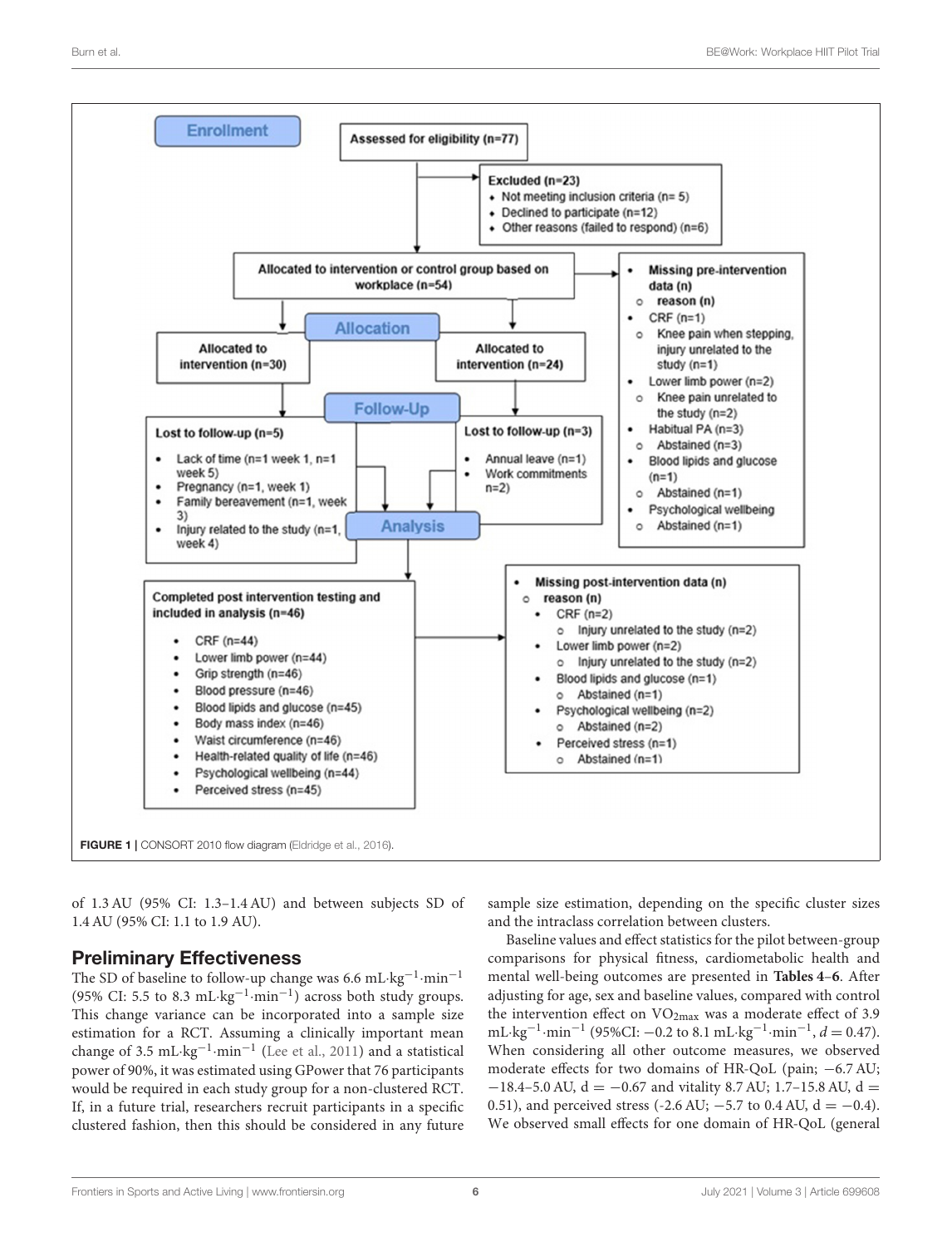Enrollment

Assessed for eligibility (n=77)

Excluded (n=23)
- Not meeting inclusion criteria (n= 5)
- Declined to participate (n=12)
- Other reasons (failed to respond) (n=6)

Allocated to intervention or control group based on workplace (n=54)

- Missing pre-intervention data (n)
  - reason (n)
- CRF (n=1)
  - Knee pain when stepping, injury unrelated to the study (n=1)
- Lower limb power (n=2)
  - Knee pain unrelated to the study (n=2)
- Habitual PA (n=3)
  - Abstained (n=3)
- Blood lipids and glucose (n=1)
  - Abstained (n=1)
- Psychological wellbeing
  - Abstained (n=1)

Allocation

Allocated to intervention (n=30)

Allocated to intervention (n=24)

Follow-Up

Lost to follow-up (n=5)
- Lack of time (n=1 week 1, n=1 week 5)
- Pregnancy (n=1, week 1)
- Family bereavement (n=1, week 3)
- Injury related to the study (n=1, week 4)

Lost to follow-up (n=3)
- Annual leave (n=1)
- Work commitments n=2)

Analysis

Completed post intervention testing and included in analysis (n=46)
- CRF (n=44)
- Lower limb power (n=44)
- Grip strength (n=46)
- Blood pressure (n=46)
- Blood lipids and glucose (n=45)
- Body mass index (n=46)
- Waist circumference (n=46)
- Health-related quality of life (n=46)
- Psychological wellbeing (n=44)
- Perceived stress (n=45)

- Missing post-intervention data (n)
  - reason (n)
  - CRF (n=2)
    - Injury unrelated to the study (n=2)
  - Lower limb power (n=2)
    - Injury unrelated to the study (n=2)
  - Blood lipids and glucose (n=1)
    - Abstained (n=1)
  - Psychological wellbeing (n=2)
    - Abstained (n=2)
  - Perceived stress (n=1)
    - Abstained (n=1)

**FIGURE 1** | CONSORT 2010 flow diagram (Eldridge et al., 2016).

of 1.3 AU (95% CI: 1.3–1.4 AU) and between subjects SD of 1.4 AU (95% CI: 1.1 to 1.9 AU).

## Preliminary Effectiveness

The SD of baseline to follow-up change was 6.6 $mL{\cdot}kg^{-1}{\cdot}min^{-1}$ (95% CI: 5.5 to 8.3 $mL{\cdot}kg^{-1}{\cdot}min^{-1}$) across both study groups. This change variance can be incorporated into a sample size estimation for a RCT. Assuming a clinically important mean change of 3.5 $mL{\cdot}kg^{-1}{\cdot}min^{-1}$ (Lee et al., 2011) and a statistical power of 90%, it was estimated using GPower that 76 participants would be required in each study group for a non-clustered RCT. If, in a future trial, researchers recruit participants in a specific clustered fashion, then this should be considered in any future sample size estimation, depending on the specific cluster sizes and the intraclass correlation between clusters.

Baseline values and effect statistics for the pilot between-group comparisons for physical fitness, cardiometabolic health and mental well-being outcomes are presented in **Tables 4–6**. After adjusting for age, sex and baseline values, compared with control the intervention effect on $VO_{2max}$ was a moderate effect of 3.9 $mL{\cdot}kg^{-1}{\cdot}min^{-1}$ (95%CI: −0.2 to 8.1 $mL{\cdot}kg^{-1}{\cdot}min^{-1}$, $d = 0.47$). When considering all other outcome measures, we observed moderate effects for two domains of HR-QoL (pain; −6.7 AU; −18.4–5.0 AU, $d = -0.67$ and vitality 8.7 AU; 1.7–15.8 AU, $d = 0.51$), and perceived stress (-2.6 AU; −5.7 to 0.4 AU, $d = -0.4$). We observed small effects for one domain of HR-QoL (general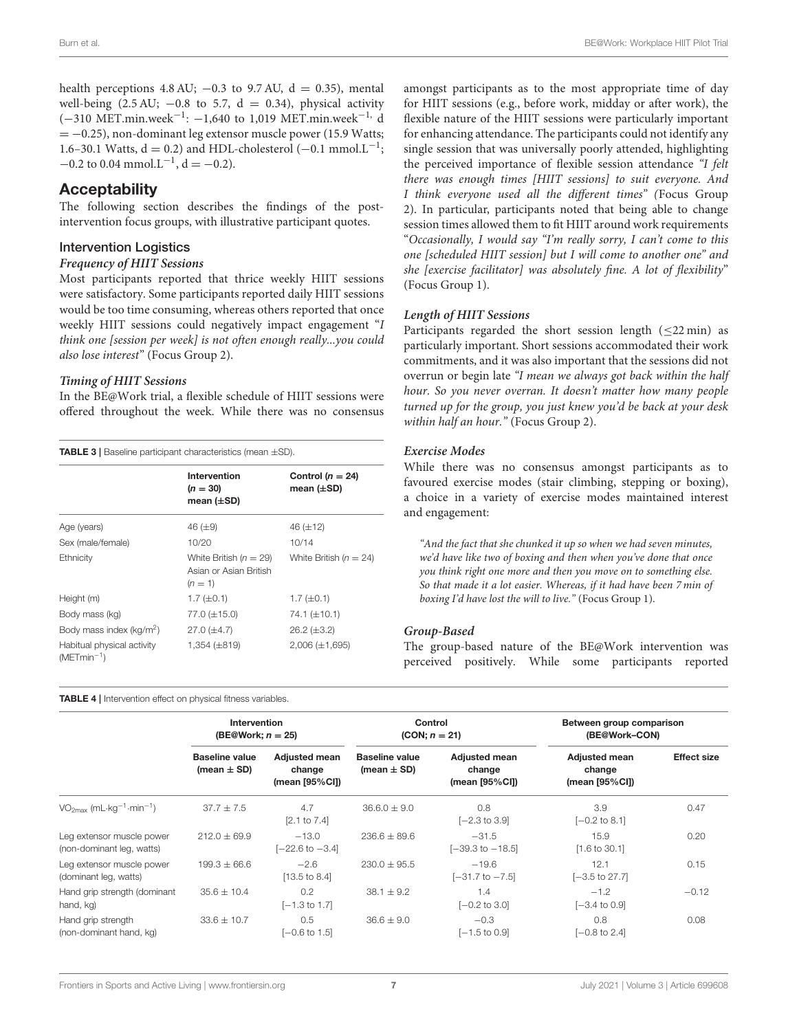health perceptions 4.8 AU; −0.3 to 9.7 AU, d = 0.35), mental well-being (2.5 AU; −0.8 to 5.7, d = 0.34), physical activity (−310 MET.min.week$^{-1}$: −1,640 to 1,019 MET.min.week$^{-1}$, d = −0.25), non-dominant leg extensor muscle power (15.9 Watts; 1.6–30.1 Watts, d = 0.2) and HDL-cholesterol (−0.1 mmol.L$^{-1}$; −0.2 to 0.04 mmol.L$^{-1}$, d = −0.2).

## Acceptability

The following section describes the findings of the post-intervention focus groups, with illustrative participant quotes.

### Intervention Logistics

#### *Frequency of HIIT Sessions*

Most participants reported that thrice weekly HIIT sessions were satisfactory. Some participants reported daily HIIT sessions would be too time consuming, whereas others reported that once weekly HIIT sessions could negatively impact engagement "*I think one [session per week] is not often enough really...you could also lose interest*" (Focus Group 2).

#### *Timing of HIIT Sessions*

In the BE@Work trial, a flexible schedule of HIIT sessions were offered throughout the week. While there was no consensus amongst participants as to the most appropriate time of day for HIIT sessions (e.g., before work, midday or after work), the flexible nature of the HIIT sessions were particularly important for enhancing attendance. The participants could not identify any single session that was universally poorly attended, highlighting the perceived importance of flexible session attendance *"I felt there was enough times [HIIT sessions] to suit everyone. And I think everyone used all the different times"* (Focus Group 2). In particular, participants noted that being able to change session times allowed them to fit HIIT around work requirements "*Occasionally, I would say "I'm really sorry, I can't come to this one [scheduled HIIT session] but I will come to another one" and she [exercise facilitator] was absolutely fine. A lot of flexibility*" (Focus Group 1).

#### *Length of HIIT Sessions*

Participants regarded the short session length (≤22 min) as particularly important. Short sessions accommodated their work commitments, and it was also important that the sessions did not overrun or begin late *"I mean we always got back within the half hour. So you never overran. It doesn't matter how many people turned up for the group, you just knew you'd be back at your desk within half an hour."* (Focus Group 2).

#### *Exercise Modes*

While there was no consensus amongst participants as to favoured exercise modes (stair climbing, stepping or boxing), a choice in a variety of exercise modes maintained interest and engagement:

> *"And the fact that she chunked it up so when we had seven minutes, we'd have like two of boxing and then when you've done that once you think right one more and then you move on to something else. So that made it a lot easier. Whereas, if it had have been 7 min of boxing I'd have lost the will to live."* (Focus Group 1).

#### *Group-Based*

The group-based nature of the BE@Work intervention was perceived positively. While some participants reported

**TABLE 3** | Baseline participant characteristics (mean ±SD).

| | Intervention ($n$ = 30) mean (±SD) | Control ($n$ = 24) mean (±SD) |
|---|---|---|
| Age (years) | 46 (±9) | 46 (±12) |
| Sex (male/female) | 10/20 | 10/14 |
| Ethnicity | White British ($n$ = 29) Asian or Asian British ($n$ = 1) | White British ($n$ = 24) |
| Height (m) | 1.7 (±0.1) | 1.7 (±0.1) |
| Body mass (kg) | 77.0 (±15.0) | 74.1 (±10.1) |
| Body mass index (kg/m$^2$) | 27.0 (±4.7) | 26.2 (±3.2) |
| Habitual physical activity (METmin$^{-1}$) | 1,354 (±819) | 2,006 (±1,695) |

**TABLE 4** | Intervention effect on physical fitness variables.

| | Intervention (BE@Work; $n$ = 25) | | Control (CON; $n$ = 21) | | Between group comparison (BE@Work–CON) | |
|---|---|---|---|---|---|---|
| | Baseline value (mean ± SD) | Adjusted mean change (mean [95%CI]) | Baseline value (mean ± SD) | Adjusted mean change (mean [95%CI]) | Adjusted mean change (mean [95%CI]) | Effect size |
| $VO_{2max}$ (mL·kg$^{-1}$·min$^{-1}$) | 37.7 ± 7.5 | 4.7 [2.1 to 7.4] | 36.0 ± 9.0 | 0.8 [−2.3 to 3.9] | 3.9 [−0.2 to 8.1] | 0.47 |
| Leg extensor muscle power (non-dominant leg, watts) | 212.0 ± 69.9 | −13.0 [−22.6 to −3.4] | 236.6 ± 89.6 | −31.5 [−39.3 to −18.5] | 15.9 [1.6 to 30.1] | 0.20 |
| Leg extensor muscle power (dominant leg, watts) | 199.3 ± 66.6 | −2.6 [13.5 to 8.4] | 230.0 ± 95.5 | −19.6 [−31.7 to −7.5] | 12.1 [−3.5 to 27.7] | 0.15 |
| Hand grip strength (dominant hand, kg) | 35.6 ± 10.4 | 0.2 [−1.3 to 1.7] | 38.1 ± 9.2 | 1.4 [−0.2 to 3.0] | −1.2 [−3.4 to 0.9] | −0.12 |
| Hand grip strength (non-dominant hand, kg) | 33.6 ± 10.7 | 0.5 [−0.6 to 1.5] | 36.6 ± 9.0 | −0.3 [−1.5 to 0.9] | 0.8 [−0.8 to 2.4] | 0.08 |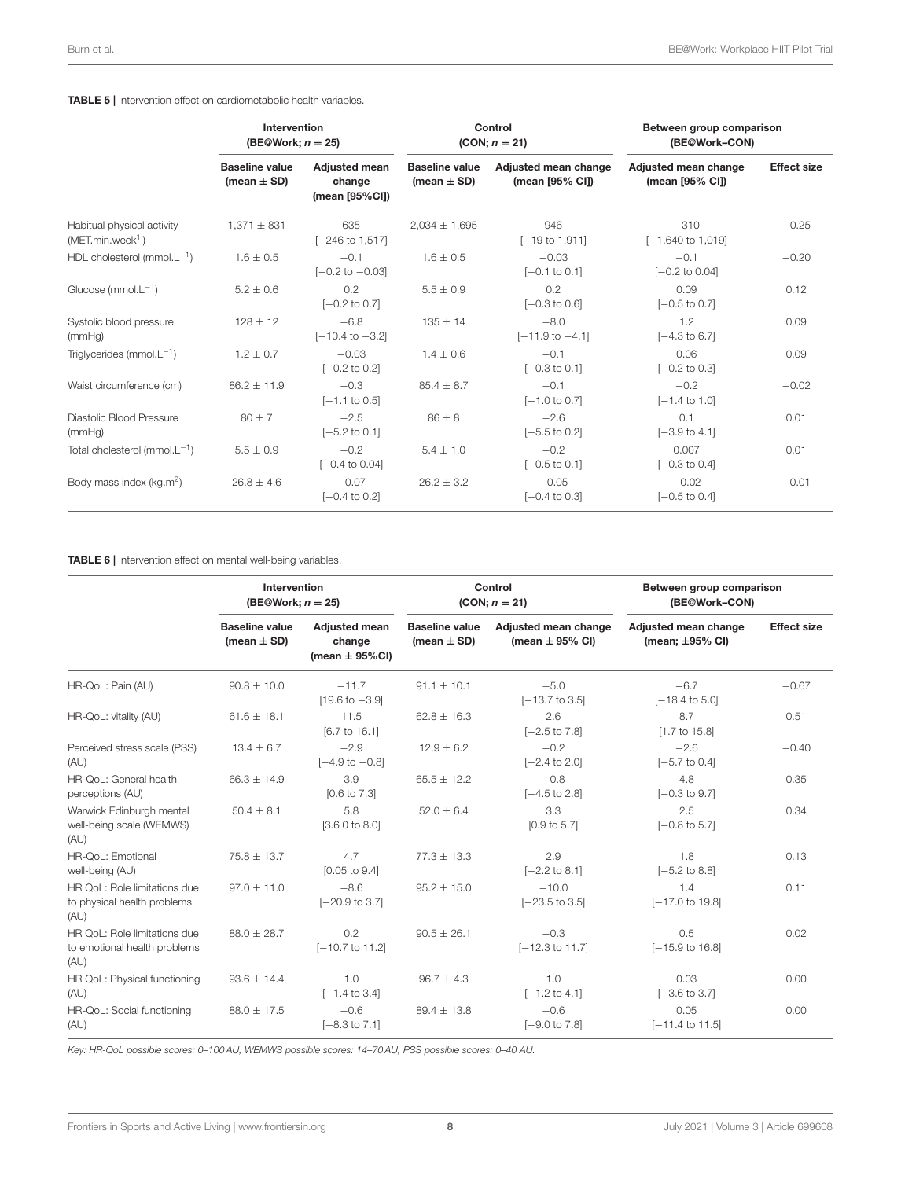**TABLE 5 |** Intervention effect on cardiometabolic health variables.

| | Intervention (BE@Work; $n = 25$) | | Control (CON; $n = 21$) | | Between group comparison (BE@Work–CON) | |
|---|---|---|---|---|---|---|
| | Baseline value (mean ± SD) | Adjusted mean change (mean [95%CI]) | Baseline value (mean ± SD) | Adjusted mean change (mean [95% CI]) | Adjusted mean change (mean [95% CI]) | Effect size |
| Habitual physical activity (MET.min.week$^{1}$) | 1,371 ± 831 | 635 [−246 to 1,517] | 2,034 ± 1,695 | 946 [−19 to 1,911] | −310 [−1,640 to 1,019] | −0.25 |
| HDL cholesterol (mmol.L$^{-1}$) | 1.6 ± 0.5 | −0.1 [−0.2 to −0.03] | 1.6 ± 0.5 | −0.03 [−0.1 to 0.1] | −0.1 [−0.2 to 0.04] | −0.20 |
| Glucose (mmol.L$^{-1}$) | 5.2 ± 0.6 | 0.2 [−0.2 to 0.7] | 5.5 ± 0.9 | 0.2 [−0.3 to 0.6] | 0.09 [−0.5 to 0.7] | 0.12 |
| Systolic blood pressure (mmHg) | 128 ± 12 | −6.8 [−10.4 to −3.2] | 135 ± 14 | −8.0 [−11.9 to −4.1] | 1.2 [−4.3 to 6.7] | 0.09 |
| Triglycerides (mmol.L$^{-1}$) | 1.2 ± 0.7 | −0.03 [−0.2 to 0.2] | 1.4 ± 0.6 | −0.1 [−0.3 to 0.1] | 0.06 [−0.2 to 0.3] | 0.09 |
| Waist circumference (cm) | 86.2 ± 11.9 | −0.3 [−1.1 to 0.5] | 85.4 ± 8.7 | −0.1 [−1.0 to 0.7] | −0.2 [−1.4 to 1.0] | −0.02 |
| Diastolic Blood Pressure (mmHg) | 80 ± 7 | −2.5 [−5.2 to 0.1] | 86 ± 8 | −2.6 [−5.5 to 0.2] | 0.1 [−3.9 to 4.1] | 0.01 |
| Total cholesterol (mmol.L$^{-1}$) | 5.5 ± 0.9 | −0.2 [−0.4 to 0.04] | 5.4 ± 1.0 | −0.2 [−0.5 to 0.1] | 0.007 [−0.3 to 0.4] | 0.01 |
| Body mass index (kg.m$^{2}$) | 26.8 ± 4.6 | −0.07 [−0.4 to 0.2] | 26.2 ± 3.2 | −0.05 [−0.4 to 0.3] | −0.02 [−0.5 to 0.4] | −0.01 |

**TABLE 6 |** Intervention effect on mental well-being variables.

| | Intervention (BE@Work; $n = 25$) | | Control (CON; $n = 21$) | | Between group comparison (BE@Work–CON) | |
|---|---|---|---|---|---|---|
| | Baseline value (mean ± SD) | Adjusted mean change (mean ± 95%CI) | Baseline value (mean ± SD) | Adjusted mean change (mean ± 95% CI) | Adjusted mean change (mean; ±95% CI) | Effect size |
| HR-QoL: Pain (AU) | 90.8 ± 10.0 | −11.7 [19.6 to −3.9] | 91.1 ± 10.1 | −5.0 [−13.7 to 3.5] | −6.7 [−18.4 to 5.0] | −0.67 |
| HR-QoL: vitality (AU) | 61.6 ± 18.1 | 11.5 [6.7 to 16.1] | 62.8 ± 16.3 | 2.6 [−2.5 to 7.8] | 8.7 [1.7 to 15.8] | 0.51 |
| Perceived stress scale (PSS) (AU) | 13.4 ± 6.7 | −2.9 [−4.9 to −0.8] | 12.9 ± 6.2 | −0.2 [−2.4 to 2.0] | −2.6 [−5.7 to 0.4] | −0.40 |
| HR-QoL: General health perceptions (AU) | 66.3 ± 14.9 | 3.9 [0.6 to 7.3] | 65.5 ± 12.2 | −0.8 [−4.5 to 2.8] | 4.8 [−0.3 to 9.7] | 0.35 |
| Warwick Edinburgh mental well-being scale (WEMWS) (AU) | 50.4 ± 8.1 | 5.8 [3.6 0 to 8.0] | 52.0 ± 6.4 | 3.3 [0.9 to 5.7] | 2.5 [−0.8 to 5.7] | 0.34 |
| HR-QoL: Emotional well-being (AU) | 75.8 ± 13.7 | 4.7 [0.05 to 9.4] | 77.3 ± 13.3 | 2.9 [−2.2 to 8.1] | 1.8 [−5.2 to 8.8] | 0.13 |
| HR QoL: Role limitations due to physical health problems (AU) | 97.0 ± 11.0 | −8.6 [−20.9 to 3.7] | 95.2 ± 15.0 | −10.0 [−23.5 to 3.5] | 1.4 [−17.0 to 19.8] | 0.11 |
| HR QoL: Role limitations due to emotional health problems (AU) | 88.0 ± 28.7 | 0.2 [−10.7 to 11.2] | 90.5 ± 26.1 | −0.3 [−12.3 to 11.7] | 0.5 [−15.9 to 16.8] | 0.02 |
| HR QoL: Physical functioning (AU) | 93.6 ± 14.4 | 1.0 [−1.4 to 3.4] | 96.7 ± 4.3 | 1.0 [−1.2 to 4.1] | 0.03 [−3.6 to 3.7] | 0.00 |
| HR-QoL: Social functioning (AU) | 88.0 ± 17.5 | −0.6 [−8.3 to 7.1] | 89.4 ± 13.8 | −0.6 [−9.0 to 7.8] | 0.05 [−11.4 to 11.5] | 0.00 |

*Key: HR-QoL possible scores: 0–100 AU, WEMWS possible scores: 14–70 AU, PSS possible scores: 0–40 AU.*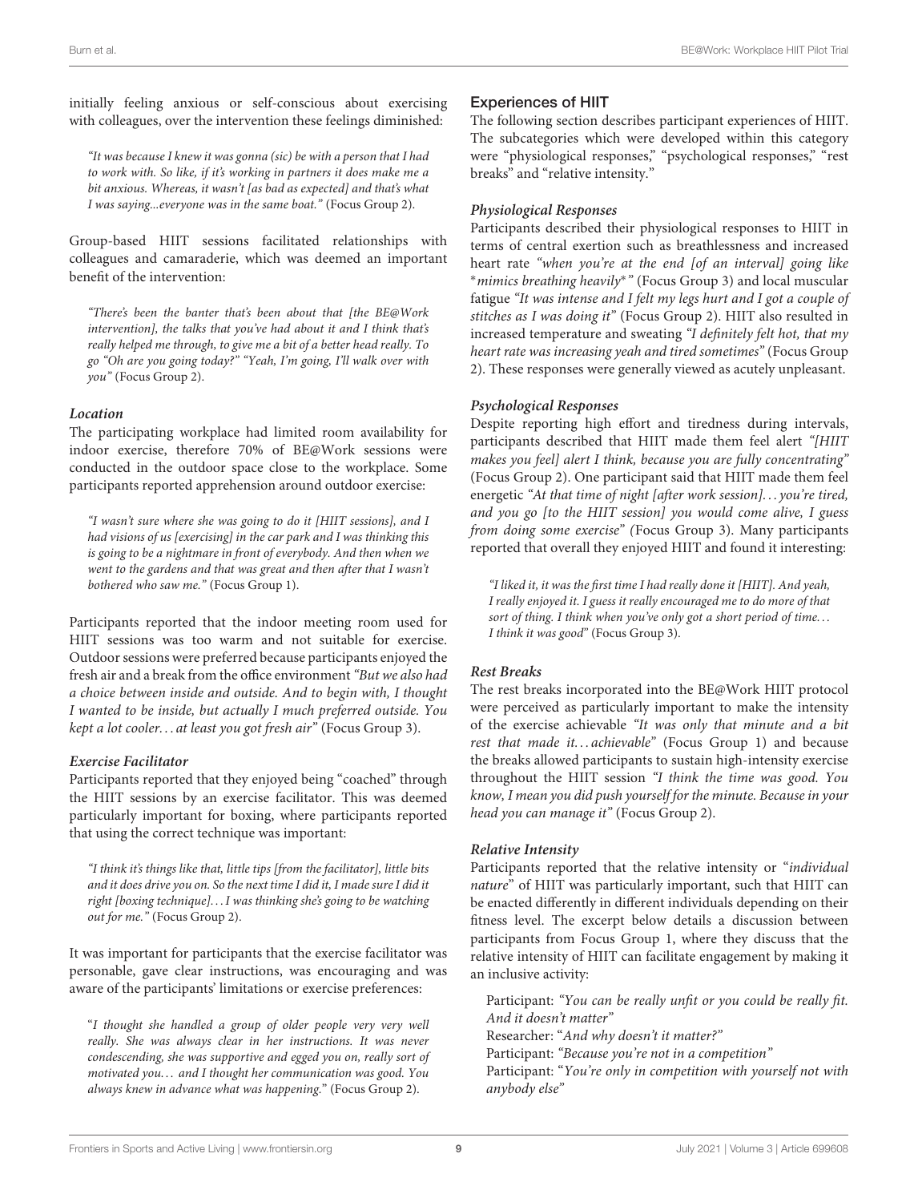initially feeling anxious or self-conscious about exercising with colleagues, over the intervention these feelings diminished:

> *"It was because I knew it was gonna (sic) be with a person that I had to work with. So like, if it's working in partners it does make me a bit anxious. Whereas, it wasn't [as bad as expected] and that's what I was saying...everyone was in the same boat."* (Focus Group 2).

Group-based HIIT sessions facilitated relationships with colleagues and camaraderie, which was deemed an important benefit of the intervention:

> *"There's been the banter that's been about that [the BE@Work intervention], the talks that you've had about it and I think that's really helped me through, to give me a bit of a better head really. To go "Oh are you going today?" "Yeah, I'm going, I'll walk over with you"* (Focus Group 2).

#### *Location*

The participating workplace had limited room availability for indoor exercise, therefore 70% of BE@Work sessions were conducted in the outdoor space close to the workplace. Some participants reported apprehension around outdoor exercise:

> *"I wasn't sure where she was going to do it [HIIT sessions], and I had visions of us [exercising] in the car park and I was thinking this is going to be a nightmare in front of everybody. And then when we went to the gardens and that was great and then after that I wasn't bothered who saw me."* (Focus Group 1).

Participants reported that the indoor meeting room used for HIIT sessions was too warm and not suitable for exercise. Outdoor sessions were preferred because participants enjoyed the fresh air and a break from the office environment *"But we also had a choice between inside and outside. And to begin with, I thought I wanted to be inside, but actually I much preferred outside. You kept a lot cooler... at least you got fresh air"* (Focus Group 3).

#### *Exercise Facilitator*

Participants reported that they enjoyed being "coached" through the HIIT sessions by an exercise facilitator. This was deemed particularly important for boxing, where participants reported that using the correct technique was important:

> *"I think it's things like that, little tips [from the facilitator], little bits and it does drive you on. So the next time I did it, I made sure I did it right [boxing technique]... I was thinking she's going to be watching out for me."* (Focus Group 2).

It was important for participants that the exercise facilitator was personable, gave clear instructions, was encouraging and was aware of the participants' limitations or exercise preferences:

> "*I thought she handled a group of older people very very well really. She was always clear in her instructions. It was never condescending, she was supportive and egged you on, really sort of motivated you... and I thought her communication was good. You always knew in advance what was happening.*" (Focus Group 2).

### Experiences of HIIT

The following section describes participant experiences of HIIT. The subcategories which were developed within this category were "physiological responses," "psychological responses," "rest breaks" and "relative intensity."

#### *Physiological Responses*

Participants described their physiological responses to HIIT in terms of central exertion such as breathlessness and increased heart rate *"when you're at the end [of an interval] going like *mimics breathing heavily*"* (Focus Group 3) and local muscular fatigue *"It was intense and I felt my legs hurt and I got a couple of stitches as I was doing it"* (Focus Group 2). HIIT also resulted in increased temperature and sweating *"I definitely felt hot, that my heart rate was increasing yeah and tired sometimes"* (Focus Group 2). These responses were generally viewed as acutely unpleasant.

#### *Psychological Responses*

Despite reporting high effort and tiredness during intervals, participants described that HIIT made them feel alert *"[HIIT makes you feel] alert I think, because you are fully concentrating"* (Focus Group 2). One participant said that HIIT made them feel energetic *"At that time of night [after work session]... you're tired, and you go [to the HIIT session] you would come alive, I guess from doing some exercise"* (Focus Group 3). Many participants reported that overall they enjoyed HIIT and found it interesting:

> *"I liked it, it was the first time I had really done it [HIIT]. And yeah, I really enjoyed it. I guess it really encouraged me to do more of that sort of thing. I think when you've only got a short period of time... I think it was good"* (Focus Group 3).

#### *Rest Breaks*

The rest breaks incorporated into the BE@Work HIIT protocol were perceived as particularly important to make the intensity of the exercise achievable *"It was only that minute and a bit rest that made it... achievable"* (Focus Group 1) and because the breaks allowed participants to sustain high-intensity exercise throughout the HIIT session *"I think the time was good. You know, I mean you did push yourself for the minute. Because in your head you can manage it"* (Focus Group 2).

#### *Relative Intensity*

Participants reported that the relative intensity or "*individual nature*" of HIIT was particularly important, such that HIIT can be enacted differently in different individuals depending on their fitness level. The excerpt below details a discussion between participants from Focus Group 1, where they discuss that the relative intensity of HIIT can facilitate engagement by making it an inclusive activity:

> Participant: *"You can be really unfit or you could be really fit. And it doesn't matter"*
> Researcher: "*And why doesn't it matter?*"
> Participant: *"Because you're not in a competition"*
> Participant: "*You're only in competition with yourself not with anybody else*"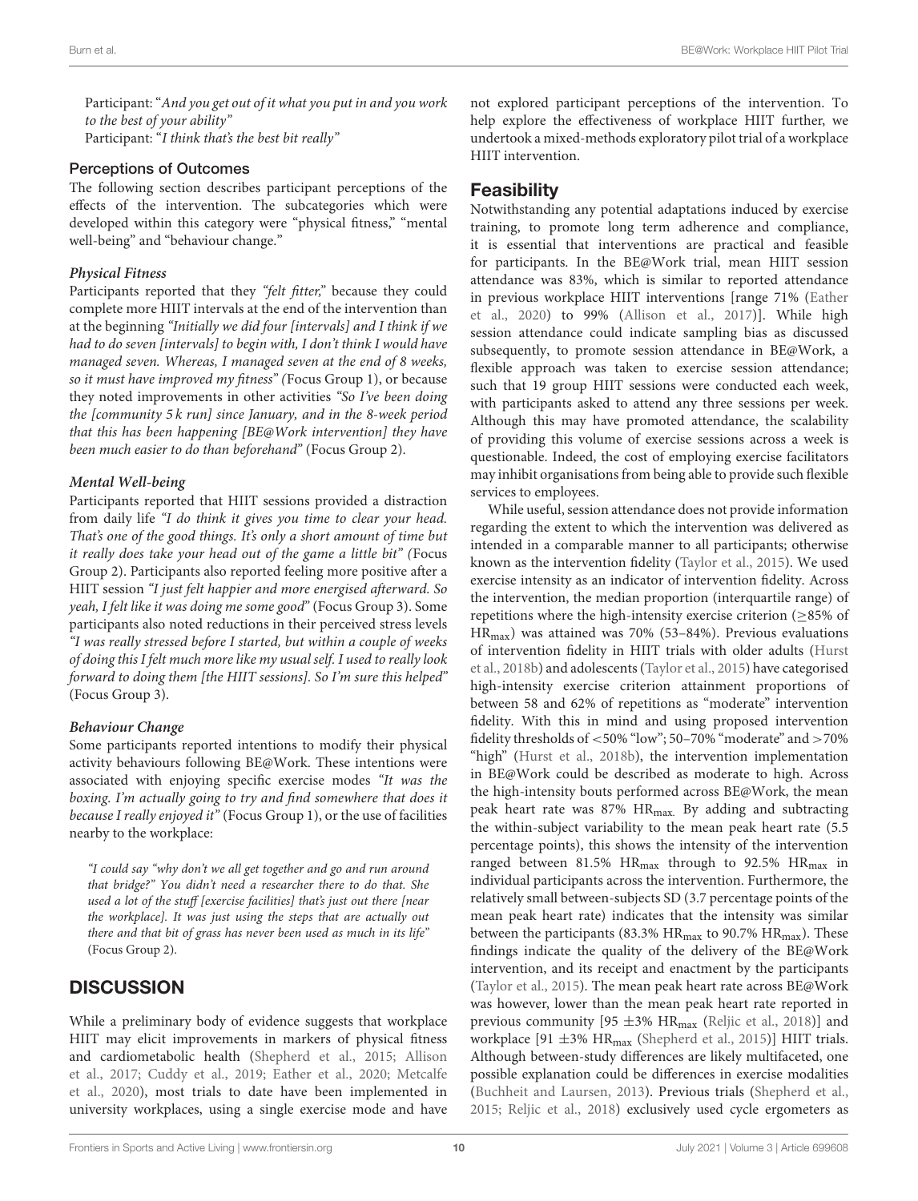Participant: "*And you get out of it what you put in and you work to the best of your ability*"
Participant: "*I think that's the best bit really*"

### Perceptions of Outcomes

The following section describes participant perceptions of the effects of the intervention. The subcategories which were developed within this category were "physical fitness," "mental well-being" and "behaviour change."

#### *Physical Fitness*

Participants reported that they *"felt fitter,"* because they could complete more HIIT intervals at the end of the intervention than at the beginning *"Initially we did four [intervals] and I think if we had to do seven [intervals] to begin with, I don't think I would have managed seven. Whereas, I managed seven at the end of 8 weeks, so it must have improved my fitness"* (Focus Group 1), or because they noted improvements in other activities *"So I've been doing the [community 5 k run] since January, and in the 8-week period that this has been happening [BE@Work intervention] they have been much easier to do than beforehand"* (Focus Group 2).

#### *Mental Well-being*

Participants reported that HIIT sessions provided a distraction from daily life *"I do think it gives you time to clear your head. That's one of the good things. It's only a short amount of time but it really does take your head out of the game a little bit"* (Focus Group 2). Participants also reported feeling more positive after a HIIT session *"I just felt happier and more energised afterward. So yeah, I felt like it was doing me some good"* (Focus Group 3). Some participants also noted reductions in their perceived stress levels *"I was really stressed before I started, but within a couple of weeks of doing this I felt much more like my usual self. I used to really look forward to doing them [the HIIT sessions]. So I'm sure this helped"* (Focus Group 3).

#### *Behaviour Change*

Some participants reported intentions to modify their physical activity behaviours following BE@Work. These intentions were associated with enjoying specific exercise modes *"It was the boxing. I'm actually going to try and find somewhere that does it because I really enjoyed it"* (Focus Group 1), or the use of facilities nearby to the workplace:

> *"I could say "why don't we all get together and go and run around that bridge?" You didn't need a researcher there to do that. She used a lot of the stuff [exercise facilities] that's just out there [near the workplace]. It was just using the steps that are actually out there and that bit of grass has never been used as much in its life"* (Focus Group 2).

## DISCUSSION

While a preliminary body of evidence suggests that workplace HIIT may elicit improvements in markers of physical fitness and cardiometabolic health (Shepherd et al., 2015; Allison et al., 2017; Cuddy et al., 2019; Eather et al., 2020; Metcalfe et al., 2020), most trials to date have been implemented in university workplaces, using a single exercise mode and have not explored participant perceptions of the intervention. To help explore the effectiveness of workplace HIIT further, we undertook a mixed-methods exploratory pilot trial of a workplace HIIT intervention.

## Feasibility

Notwithstanding any potential adaptations induced by exercise training, to promote long term adherence and compliance, it is essential that interventions are practical and feasible for participants. In the BE@Work trial, mean HIIT session attendance was 83%, which is similar to reported attendance in previous workplace HIIT interventions [range 71% (Eather et al., 2020) to 99% (Allison et al., 2017)]. While high session attendance could indicate sampling bias as discussed subsequently, to promote session attendance in BE@Work, a flexible approach was taken to exercise session attendance; such that 19 group HIIT sessions were conducted each week, with participants asked to attend any three sessions per week. Although this may have promoted attendance, the scalability of providing this volume of exercise sessions across a week is questionable. Indeed, the cost of employing exercise facilitators may inhibit organisations from being able to provide such flexible services to employees.

While useful, session attendance does not provide information regarding the extent to which the intervention was delivered as intended in a comparable manner to all participants; otherwise known as the intervention fidelity (Taylor et al., 2015). We used exercise intensity as an indicator of intervention fidelity. Across the intervention, the median proportion (interquartile range) of repetitions where the high-intensity exercise criterion ($\geq$85% of $HR_{max}$) was attained was 70% (53–84%). Previous evaluations of intervention fidelity in HIIT trials with older adults (Hurst et al., 2018b) and adolescents (Taylor et al., 2015) have categorised high-intensity exercise criterion attainment proportions of between 58 and 62% of repetitions as "moderate" intervention fidelity. With this in mind and using proposed intervention fidelity thresholds of <50% "low"; 50–70% "moderate" and >70% "high" (Hurst et al., 2018b), the intervention implementation in BE@Work could be described as moderate to high. Across the high-intensity bouts performed across BE@Work, the mean peak heart rate was 87% $HR_{max}$. By adding and subtracting the within-subject variability to the mean peak heart rate (5.5 percentage points), this shows the intensity of the intervention ranged between 81.5% $HR_{max}$ through to 92.5% $HR_{max}$ in individual participants across the intervention. Furthermore, the relatively small between-subjects SD (3.7 percentage points of the mean peak heart rate) indicates that the intensity was similar between the participants (83.3% $HR_{max}$ to 90.7% $HR_{max}$). These findings indicate the quality of the delivery of the BE@Work intervention, and its receipt and enactment by the participants (Taylor et al., 2015). The mean peak heart rate across BE@Work was however, lower than the mean peak heart rate reported in previous community [95 ±3% $HR_{max}$ (Reljic et al., 2018)] and workplace [91 ±3% $HR_{max}$ (Shepherd et al., 2015)] HIIT trials. Although between-study differences are likely multifaceted, one possible explanation could be differences in exercise modalities (Buchheit and Laursen, 2013). Previous trials (Shepherd et al., 2015; Reljic et al., 2018) exclusively used cycle ergometers as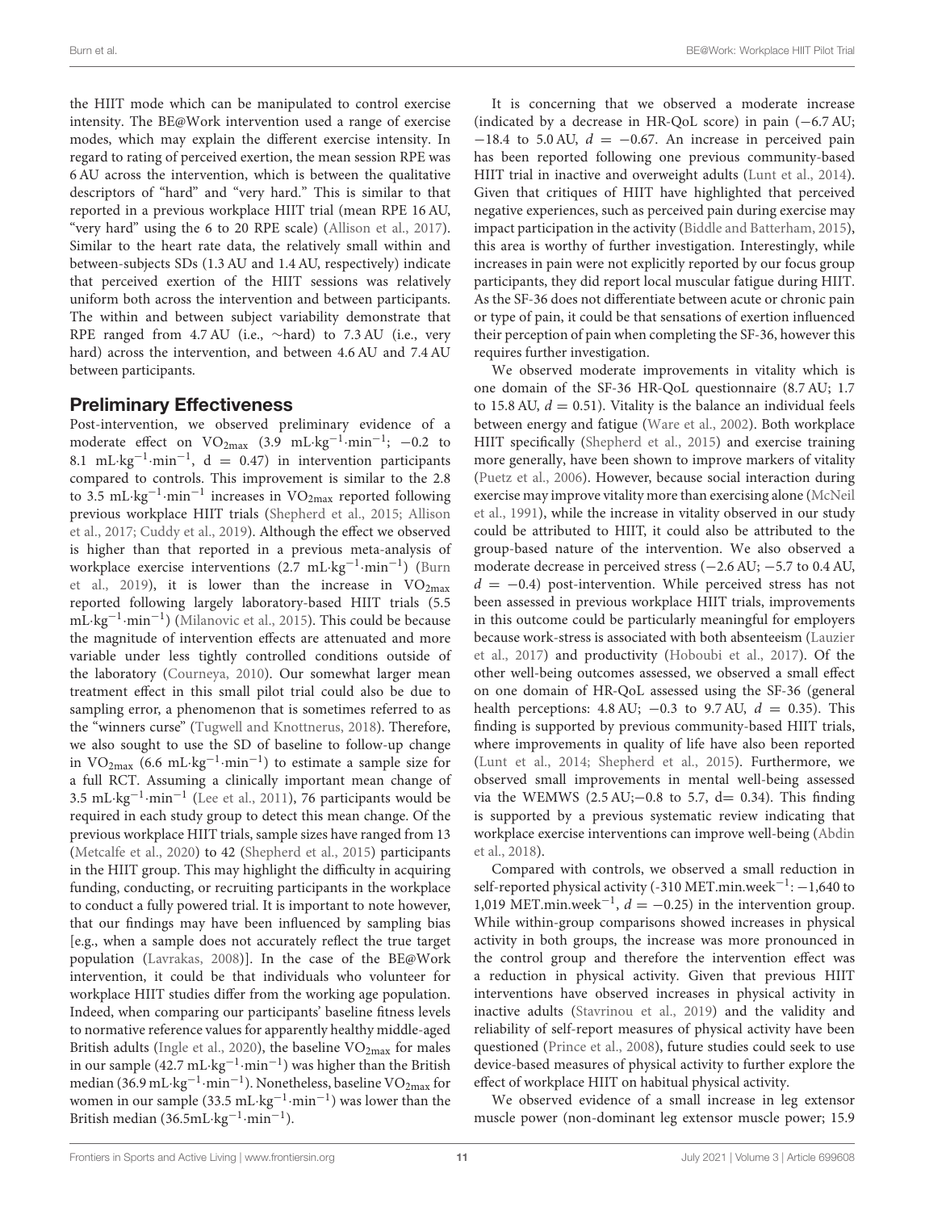the HIIT mode which can be manipulated to control exercise intensity. The BE@Work intervention used a range of exercise modes, which may explain the different exercise intensity. In regard to rating of perceived exertion, the mean session RPE was 6 AU across the intervention, which is between the qualitative descriptors of "hard" and "very hard." This is similar to that reported in a previous workplace HIIT trial (mean RPE 16 AU, "very hard" using the 6 to 20 RPE scale) (Allison et al., 2017). Similar to the heart rate data, the relatively small within and between-subjects SDs (1.3 AU and 1.4 AU, respectively) indicate that perceived exertion of the HIIT sessions was relatively uniform both across the intervention and between participants. The within and between subject variability demonstrate that RPE ranged from 4.7 AU (i.e., ∼hard) to 7.3 AU (i.e., very hard) across the intervention, and between 4.6 AU and 7.4 AU between participants.

## Preliminary Effectiveness

Post-intervention, we observed preliminary evidence of a moderate effect on $VO_{2max}$ (3.9 $mL \cdot kg^{-1} \cdot min^{-1}$; −0.2 to 8.1 $mL \cdot kg^{-1} \cdot min^{-1}$, d = 0.47) in intervention participants compared to controls. This improvement is similar to the 2.8 to 3.5 $mL \cdot kg^{-1} \cdot min^{-1}$ increases in $VO_{2max}$ reported following previous workplace HIIT trials (Shepherd et al., 2015; Allison et al., 2017; Cuddy et al., 2019). Although the effect we observed is higher than that reported in a previous meta-analysis of workplace exercise interventions (2.7 $mL \cdot kg^{-1} \cdot min^{-1}$) (Burn et al., 2019), it is lower than the increase in $VO_{2max}$ reported following largely laboratory-based HIIT trials (5.5 $mL \cdot kg^{-1} \cdot min^{-1}$) (Milanovic et al., 2015). This could be because the magnitude of intervention effects are attenuated and more variable under less tightly controlled conditions outside of the laboratory (Courneya, 2010). Our somewhat larger mean treatment effect in this small pilot trial could also be due to sampling error, a phenomenon that is sometimes referred to as the "winners curse" (Tugwell and Knottnerus, 2018). Therefore, we also sought to use the SD of baseline to follow-up change in $VO_{2max}$ (6.6 $mL \cdot kg^{-1} \cdot min^{-1}$) to estimate a sample size for a full RCT. Assuming a clinically important mean change of 3.5 $mL \cdot kg^{-1} \cdot min^{-1}$ (Lee et al., 2011), 76 participants would be required in each study group to detect this mean change. Of the previous workplace HIIT trials, sample sizes have ranged from 13 (Metcalfe et al., 2020) to 42 (Shepherd et al., 2015) participants in the HIIT group. This may highlight the difficulty in acquiring funding, conducting, or recruiting participants in the workplace to conduct a fully powered trial. It is important to note however, that our findings may have been influenced by sampling bias [e.g., when a sample does not accurately reflect the true target population (Lavrakas, 2008)]. In the case of the BE@Work intervention, it could be that individuals who volunteer for workplace HIIT studies differ from the working age population. Indeed, when comparing our participants' baseline fitness levels to normative reference values for apparently healthy middle-aged British adults (Ingle et al., 2020), the baseline $VO_{2max}$ for males in our sample (42.7 $mL \cdot kg^{-1} \cdot min^{-1}$) was higher than the British median (36.9 $mL \cdot kg^{-1} \cdot min^{-1}$). Nonetheless, baseline $VO_{2max}$ for women in our sample (33.5 $mL \cdot kg^{-1} \cdot min^{-1}$) was lower than the British median (36.5 $mL \cdot kg^{-1} \cdot min^{-1}$).

It is concerning that we observed a moderate increase (indicated by a decrease in HR-QoL score) in pain (−6.7 AU; −18.4 to 5.0 AU, $d = -0.67$. An increase in perceived pain has been reported following one previous community-based HIIT trial in inactive and overweight adults (Lunt et al., 2014). Given that critiques of HIIT have highlighted that perceived negative experiences, such as perceived pain during exercise may impact participation in the activity (Biddle and Batterham, 2015), this area is worthy of further investigation. Interestingly, while increases in pain were not explicitly reported by our focus group participants, they did report local muscular fatigue during HIIT. As the SF-36 does not differentiate between acute or chronic pain or type of pain, it could be that sensations of exertion influenced their perception of pain when completing the SF-36, however this requires further investigation.

We observed moderate improvements in vitality which is one domain of the SF-36 HR-QoL questionnaire (8.7 AU; 1.7 to 15.8 AU, $d = 0.51$). Vitality is the balance an individual feels between energy and fatigue (Ware et al., 2002). Both workplace HIIT specifically (Shepherd et al., 2015) and exercise training more generally, have been shown to improve markers of vitality (Puetz et al., 2006). However, because social interaction during exercise may improve vitality more than exercising alone (McNeil et al., 1991), while the increase in vitality observed in our study could be attributed to HIIT, it could also be attributed to the group-based nature of the intervention. We also observed a moderate decrease in perceived stress (−2.6 AU; −5.7 to 0.4 AU, $d = -0.4$) post-intervention. While perceived stress has not been assessed in previous workplace HIIT trials, improvements in this outcome could be particularly meaningful for employers because work-stress is associated with both absenteeism (Lauzier et al., 2017) and productivity (Hoboubi et al., 2017). Of the other well-being outcomes assessed, we observed a small effect on one domain of HR-QoL assessed using the SF-36 (general health perceptions: 4.8 AU; −0.3 to 9.7 AU, $d = 0.35$). This finding is supported by previous community-based HIIT trials, where improvements in quality of life have also been reported (Lunt et al., 2014; Shepherd et al., 2015). Furthermore, we observed small improvements in mental well-being assessed via the WEMWS (2.5 AU;−0.8 to 5.7, d= 0.34). This finding is supported by a previous systematic review indicating that workplace exercise interventions can improve well-being (Abdin et al., 2018).

Compared with controls, we observed a small reduction in self-reported physical activity (-310 $MET.min.week^{-1}$: −1,640 to 1,019 $MET.min.week^{-1}$, $d = -0.25$) in the intervention group. While within-group comparisons showed increases in physical activity in both groups, the increase was more pronounced in the control group and therefore the intervention effect was a reduction in physical activity. Given that previous HIIT interventions have observed increases in physical activity in inactive adults (Stavrinou et al., 2019) and the validity and reliability of self-report measures of physical activity have been questioned (Prince et al., 2008), future studies could seek to use device-based measures of physical activity to further explore the effect of workplace HIIT on habitual physical activity.

We observed evidence of a small increase in leg extensor muscle power (non-dominant leg extensor muscle power; 15.9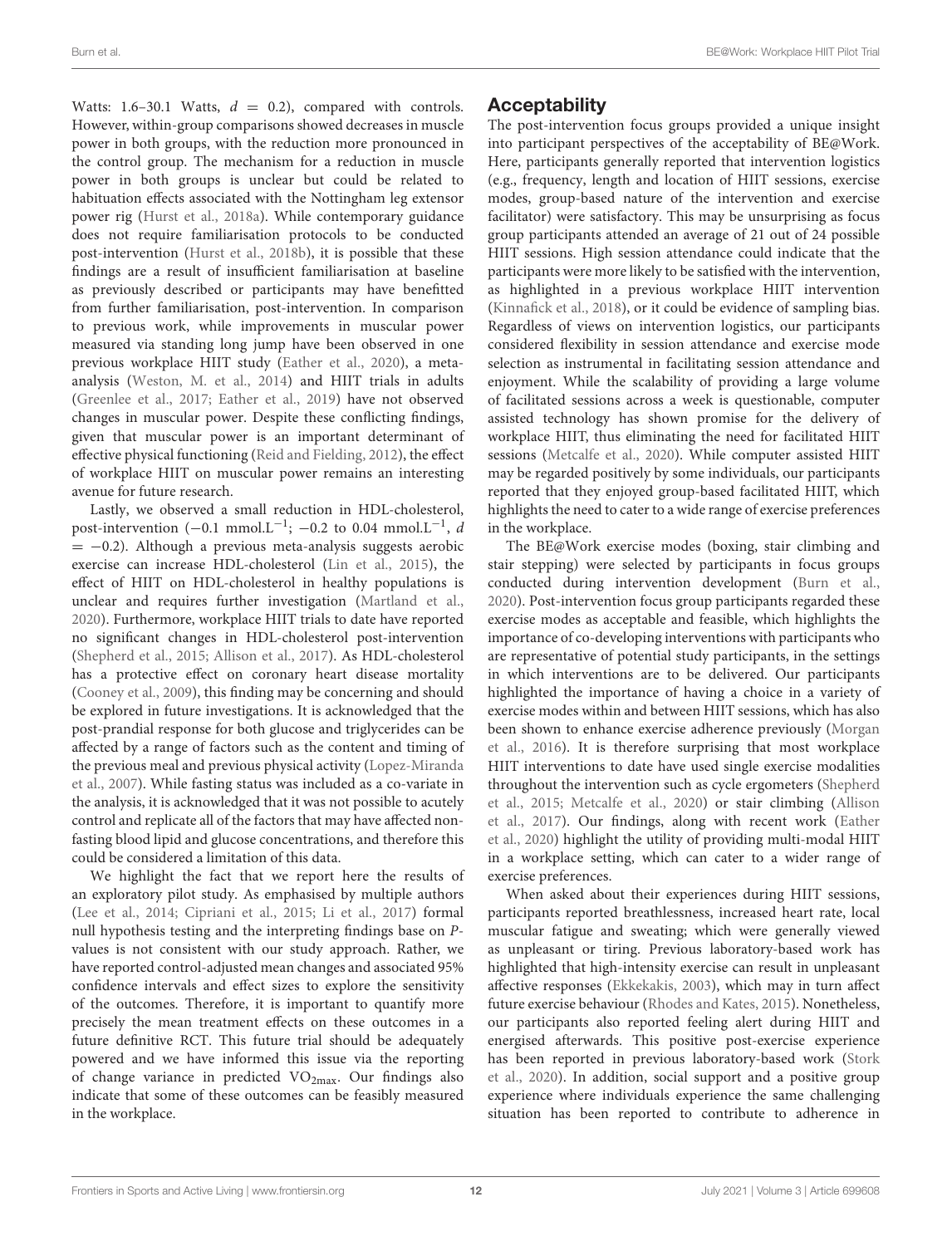Watts: 1.6–30.1 Watts, $d = 0.2$), compared with controls. However, within-group comparisons showed decreases in muscle power in both groups, with the reduction more pronounced in the control group. The mechanism for a reduction in muscle power in both groups is unclear but could be related to habituation effects associated with the Nottingham leg extensor power rig (Hurst et al., 2018a). While contemporary guidance does not require familiarisation protocols to be conducted post-intervention (Hurst et al., 2018b), it is possible that these findings are a result of insufficient familiarisation at baseline as previously described or participants may have benefitted from further familiarisation, post-intervention. In comparison to previous work, while improvements in muscular power measured via standing long jump have been observed in one previous workplace HIIT study (Eather et al., 2020), a meta-analysis (Weston, M. et al., 2014) and HIIT trials in adults (Greenlee et al., 2017; Eather et al., 2019) have not observed changes in muscular power. Despite these conflicting findings, given that muscular power is an important determinant of effective physical functioning (Reid and Fielding, 2012), the effect of workplace HIIT on muscular power remains an interesting avenue for future research.

Lastly, we observed a small reduction in HDL-cholesterol, post-intervention ($-0.1$ mmol.L$^{-1}$; $-0.2$ to 0.04 mmol.L$^{-1}$, $d = -0.2$). Although a previous meta-analysis suggests aerobic exercise can increase HDL-cholesterol (Lin et al., 2015), the effect of HIIT on HDL-cholesterol in healthy populations is unclear and requires further investigation (Martland et al., 2020). Furthermore, workplace HIIT trials to date have reported no significant changes in HDL-cholesterol post-intervention (Shepherd et al., 2015; Allison et al., 2017). As HDL-cholesterol has a protective effect on coronary heart disease mortality (Cooney et al., 2009), this finding may be concerning and should be explored in future investigations. It is acknowledged that the post-prandial response for both glucose and triglycerides can be affected by a range of factors such as the content and timing of the previous meal and previous physical activity (Lopez-Miranda et al., 2007). While fasting status was included as a co-variate in the analysis, it is acknowledged that it was not possible to acutely control and replicate all of the factors that may have affected non-fasting blood lipid and glucose concentrations, and therefore this could be considered a limitation of this data.

We highlight the fact that we report here the results of an exploratory pilot study. As emphasised by multiple authors (Lee et al., 2014; Cipriani et al., 2015; Li et al., 2017) formal null hypothesis testing and the interpreting findings base on $P$-values is not consistent with our study approach. Rather, we have reported control-adjusted mean changes and associated 95% confidence intervals and effect sizes to explore the sensitivity of the outcomes. Therefore, it is important to quantify more precisely the mean treatment effects on these outcomes in a future definitive RCT. This future trial should be adequately powered and we have informed this issue via the reporting of change variance in predicted $VO_{2max}$. Our findings also indicate that some of these outcomes can be feasibly measured in the workplace.

## Acceptability

The post-intervention focus groups provided a unique insight into participant perspectives of the acceptability of BE@Work. Here, participants generally reported that intervention logistics (e.g., frequency, length and location of HIIT sessions, exercise modes, group-based nature of the intervention and exercise facilitator) were satisfactory. This may be unsurprising as focus group participants attended an average of 21 out of 24 possible HIIT sessions. High session attendance could indicate that the participants were more likely to be satisfied with the intervention, as highlighted in a previous workplace HIIT intervention (Kinnafick et al., 2018), or it could be evidence of sampling bias. Regardless of views on intervention logistics, our participants considered flexibility in session attendance and exercise mode selection as instrumental in facilitating session attendance and enjoyment. While the scalability of providing a large volume of facilitated sessions across a week is questionable, computer assisted technology has shown promise for the delivery of workplace HIIT, thus eliminating the need for facilitated HIIT sessions (Metcalfe et al., 2020). While computer assisted HIIT may be regarded positively by some individuals, our participants reported that they enjoyed group-based facilitated HIIT, which highlights the need to cater to a wide range of exercise preferences in the workplace.

The BE@Work exercise modes (boxing, stair climbing and stair stepping) were selected by participants in focus groups conducted during intervention development (Burn et al., 2020). Post-intervention focus group participants regarded these exercise modes as acceptable and feasible, which highlights the importance of co-developing interventions with participants who are representative of potential study participants, in the settings in which interventions are to be delivered. Our participants highlighted the importance of having a choice in a variety of exercise modes within and between HIIT sessions, which has also been shown to enhance exercise adherence previously (Morgan et al., 2016). It is therefore surprising that most workplace HIIT interventions to date have used single exercise modalities throughout the intervention such as cycle ergometers (Shepherd et al., 2015; Metcalfe et al., 2020) or stair climbing (Allison et al., 2017). Our findings, along with recent work (Eather et al., 2020) highlight the utility of providing multi-modal HIIT in a workplace setting, which can cater to a wider range of exercise preferences.

When asked about their experiences during HIIT sessions, participants reported breathlessness, increased heart rate, local muscular fatigue and sweating; which were generally viewed as unpleasant or tiring. Previous laboratory-based work has highlighted that high-intensity exercise can result in unpleasant affective responses (Ekkekakis, 2003), which may in turn affect future exercise behaviour (Rhodes and Kates, 2015). Nonetheless, our participants also reported feeling alert during HIIT and energised afterwards. This positive post-exercise experience has been reported in previous laboratory-based work (Stork et al., 2020). In addition, social support and a positive group experience where individuals experience the same challenging situation has been reported to contribute to adherence in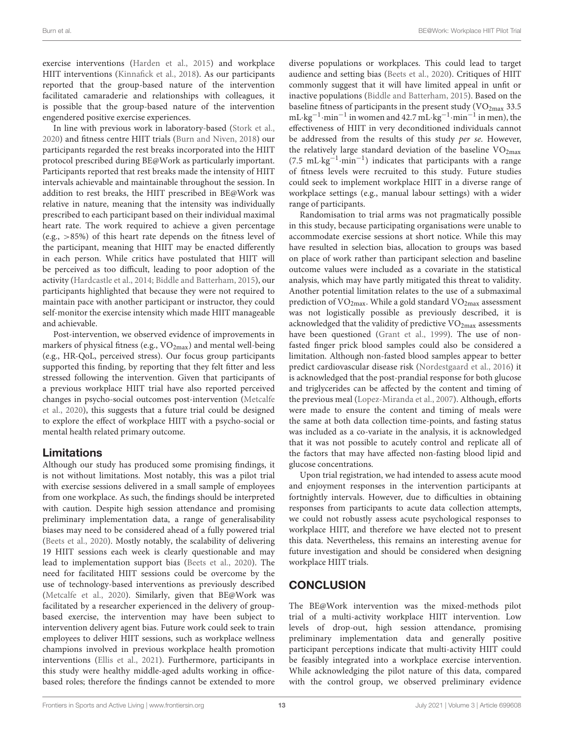exercise interventions (Harden et al., 2015) and workplace HIIT interventions (Kinnafick et al., 2018). As our participants reported that the group-based nature of the intervention facilitated camaraderie and relationships with colleagues, it is possible that the group-based nature of the intervention engendered positive exercise experiences.

In line with previous work in laboratory-based (Stork et al., 2020) and fitness centre HIIT trials (Burn and Niven, 2018) our participants regarded the rest breaks incorporated into the HIIT protocol prescribed during BE@Work as particularly important. Participants reported that rest breaks made the intensity of HIIT intervals achievable and maintainable throughout the session. In addition to rest breaks, the HIIT prescribed in BE@Work was relative in nature, meaning that the intensity was individually prescribed to each participant based on their individual maximal heart rate. The work required to achieve a given percentage (e.g., >85%) of this heart rate depends on the fitness level of the participant, meaning that HIIT may be enacted differently in each person. While critics have postulated that HIIT will be perceived as too difficult, leading to poor adoption of the activity (Hardcastle et al., 2014; Biddle and Batterham, 2015), our participants highlighted that because they were not required to maintain pace with another participant or instructor, they could self-monitor the exercise intensity which made HIIT manageable and achievable.

Post-intervention, we observed evidence of improvements in markers of physical fitness (e.g., $VO_{2max}$) and mental well-being (e.g., HR-QoL, perceived stress). Our focus group participants supported this finding, by reporting that they felt fitter and less stressed following the intervention. Given that participants of a previous workplace HIIT trial have also reported perceived changes in psycho-social outcomes post-intervention (Metcalfe et al., 2020), this suggests that a future trial could be designed to explore the effect of workplace HIIT with a psycho-social or mental health related primary outcome.

## Limitations

Although our study has produced some promising findings, it is not without limitations. Most notably, this was a pilot trial with exercise sessions delivered in a small sample of employees from one workplace. As such, the findings should be interpreted with caution. Despite high session attendance and promising preliminary implementation data, a range of generalisability biases may need to be considered ahead of a fully powered trial (Beets et al., 2020). Mostly notably, the scalability of delivering 19 HIIT sessions each week is clearly questionable and may lead to implementation support bias (Beets et al., 2020). The need for facilitated HIIT sessions could be overcome by the use of technology-based interventions as previously described (Metcalfe et al., 2020). Similarly, given that BE@Work was facilitated by a researcher experienced in the delivery of group-based exercise, the intervention may have been subject to intervention delivery agent bias. Future work could seek to train employees to deliver HIIT sessions, such as workplace wellness champions involved in previous workplace health promotion interventions (Ellis et al., 2021). Furthermore, participants in this study were healthy middle-aged adults working in office-based roles; therefore the findings cannot be extended to more diverse populations or workplaces. This could lead to target audience and setting bias (Beets et al., 2020). Critiques of HIIT commonly suggest that it will have limited appeal in unfit or inactive populations (Biddle and Batterham, 2015). Based on the baseline fitness of participants in the present study ($VO_{2max}$ 33.5 $mL{\cdot}kg^{-1}{\cdot}min^{-1}$ in women and 42.7 $mL{\cdot}kg^{-1}{\cdot}min^{-1}$ in men), the effectiveness of HIIT in very deconditioned individuals cannot be addressed from the results of this study *per se*. However, the relatively large standard deviation of the baseline $VO_{2max}$ (7.5 $mL{\cdot}kg^{-1}{\cdot}min^{-1}$) indicates that participants with a range of fitness levels were recruited to this study. Future studies could seek to implement workplace HIIT in a diverse range of workplace settings (e.g., manual labour settings) with a wider range of participants.

Randomisation to trial arms was not pragmatically possible in this study, because participating organisations were unable to accommodate exercise sessions at short notice. While this may have resulted in selection bias, allocation to groups was based on place of work rather than participant selection and baseline outcome values were included as a covariate in the statistical analysis, which may have partly mitigated this threat to validity. Another potential limitation relates to the use of a submaximal prediction of $VO_{2max}$. While a gold standard $VO_{2max}$ assessment was not logistically possible as previously described, it is acknowledged that the validity of predictive $VO_{2max}$ assessments have been questioned (Grant et al., 1999). The use of non-fasted finger prick blood samples could also be considered a limitation. Although non-fasted blood samples appear to better predict cardiovascular disease risk (Nordestgaard et al., 2016) it is acknowledged that the post-prandial response for both glucose and triglycerides can be affected by the content and timing of the previous meal (Lopez-Miranda et al., 2007). Although, efforts were made to ensure the content and timing of meals were the same at both data collection time-points, and fasting status was included as a co-variate in the analysis, it is acknowledged that it was not possible to acutely control and replicate all of the factors that may have affected non-fasting blood lipid and glucose concentrations.

Upon trial registration, we had intended to assess acute mood and enjoyment responses in the intervention participants at fortnightly intervals. However, due to difficulties in obtaining responses from participants to acute data collection attempts, we could not robustly assess acute psychological responses to workplace HIIT, and therefore we have elected not to present this data. Nevertheless, this remains an interesting avenue for future investigation and should be considered when designing workplace HIIT trials.

## CONCLUSION

The BE@Work intervention was the mixed-methods pilot trial of a multi-activity workplace HIIT intervention. Low levels of drop-out, high session attendance, promising preliminary implementation data and generally positive participant perceptions indicate that multi-activity HIIT could be feasibly integrated into a workplace exercise intervention. While acknowledging the pilot nature of this data, compared with the control group, we observed preliminary evidence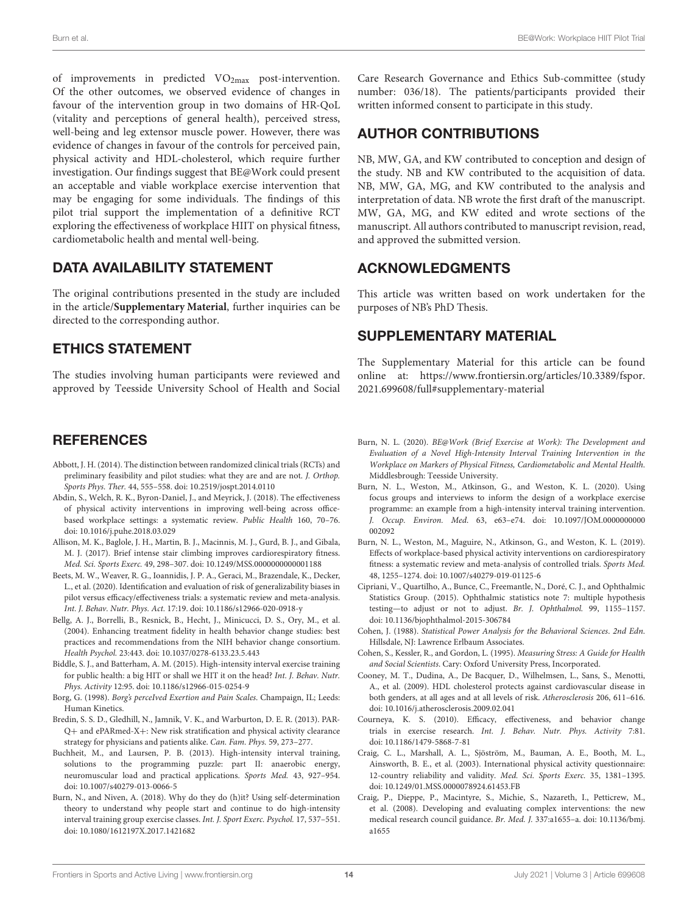of improvements in predicted $VO_{2max}$ post-intervention. Of the other outcomes, we observed evidence of changes in favour of the intervention group in two domains of HR-QoL (vitality and perceptions of general health), perceived stress, well-being and leg extensor muscle power. However, there was evidence of changes in favour of the controls for perceived pain, physical activity and HDL-cholesterol, which require further investigation. Our findings suggest that BE@Work could present an acceptable and viable workplace exercise intervention that may be engaging for some individuals. The findings of this pilot trial support the implementation of a definitive RCT exploring the effectiveness of workplace HIIT on physical fitness, cardiometabolic health and mental well-being.

## DATA AVAILABILITY STATEMENT

The original contributions presented in the study are included in the article/**Supplementary Material**, further inquiries can be directed to the corresponding author.

## ETHICS STATEMENT

The studies involving human participants were reviewed and approved by Teesside University School of Health and Social Care Research Governance and Ethics Sub-committee (study number: 036/18). The patients/participants provided their written informed consent to participate in this study.

## AUTHOR CONTRIBUTIONS

NB, MW, GA, and KW contributed to conception and design of the study. NB and KW contributed to the acquisition of data. NB, MW, GA, MG, and KW contributed to the analysis and interpretation of data. NB wrote the first draft of the manuscript. MW, GA, MG, and KW edited and wrote sections of the manuscript. All authors contributed to manuscript revision, read, and approved the submitted version.

## ACKNOWLEDGMENTS

This article was written based on work undertaken for the purposes of NB's PhD Thesis.

## SUPPLEMENTARY MATERIAL

The Supplementary Material for this article can be found online at: https://www.frontiersin.org/articles/10.3389/fspor.2021.699608/full#supplementary-material

## REFERENCES

Abbott, J. H. (2014). The distinction between randomized clinical trials (RCTs) and preliminary feasibility and pilot studies: what they are and are not. *J. Orthop. Sports Phys. Ther.* 44, 555–558. doi: 10.2519/jospt.2014.0110

Abdin, S., Welch, R. K., Byron-Daniel, J., and Meyrick, J. (2018). The effectiveness of physical activity interventions in improving well-being across office-based workplace settings: a systematic review. *Public Health* 160, 70–76. doi: 10.1016/j.puhe.2018.03.029

Allison, M. K., Baglole, J. H., Martin, B. J., Macinnis, M. J., Gurd, B. J., and Gibala, M. J. (2017). Brief intense stair climbing improves cardiorespiratory fitness. *Med. Sci. Sports Exerc.* 49, 298–307. doi: 10.1249/MSS.0000000000001188

Beets, M. W., Weaver, R. G., Ioannidis, J. P. A., Geraci, M., Brazendale, K., Decker, L., et al. (2020). Identification and evaluation of risk of generalizability biases in pilot versus efficacy/effectiveness trials: a systematic review and meta-analysis. *Int. J. Behav. Nutr. Phys. Act.* 17:19. doi: 10.1186/s12966-020-0918-y

Bellg, A. J., Borrelli, B., Resnick, B., Hecht, J., Minicucci, D. S., Ory, M., et al. (2004). Enhancing treatment fidelity in health behavior change studies: best practices and recommendations from the NIH behavior change consortium. *Health Psychol.* 23:443. doi: 10.1037/0278-6133.23.5.443

Biddle, S. J., and Batterham, A. M. (2015). High-intensity interval exercise training for public health: a big HIT or shall we HIT it on the head? *Int. J. Behav. Nutr. Phys. Activity* 12:95. doi: 10.1186/s12966-015-0254-9

Borg, G. (1998). *Borg's perceIved Exertion and Pain Scales*. Champaign, IL; Leeds: Human Kinetics.

Bredin, S. S. D., Gledhill, N., Jamnik, V. K., and Warburton, D. E. R. (2013). PAR-Q+ and ePARmed-X+: New risk stratification and physical activity clearance strategy for physicians and patients alike. *Can. Fam. Phys.* 59, 273–277.

Buchheit, M., and Laursen, P. B. (2013). High-intensity interval training, solutions to the programming puzzle: part II: anaerobic energy, neuromuscular load and practical applications. *Sports Med.* 43, 927–954. doi: 10.1007/s40279-013-0066-5

Burn, N., and Niven, A. (2018). Why do they do (h)it? Using self-determination theory to understand why people start and continue to do high-intensity interval training group exercise classes. *Int. J. Sport Exerc. Psychol.* 17, 537–551. doi: 10.1080/1612197X.2017.1421682

Burn, N. L. (2020). *BE@Work (Brief Exercise at Work): The Development and Evaluation of a Novel High-Intensity Interval Training Intervention in the Workplace on Markers of Physical Fitness, Cardiometabolic and Mental Health*. Middlesbrough: Teesside University.

Burn, N. L., Weston, M., Atkinson, G., and Weston, K. L. (2020). Using focus groups and interviews to inform the design of a workplace exercise programme: an example from a high-intensity interval training intervention. *J. Occup. Environ. Med.* 63, e63–e74. doi: 10.1097/JOM.0000000000002092

Burn, N. L., Weston, M., Maguire, N., Atkinson, G., and Weston, K. L. (2019). Effects of workplace-based physical activity interventions on cardiorespiratory fitness: a systematic review and meta-analysis of controlled trials. *Sports Med.* 48, 1255–1274. doi: 10.1007/s40279-019-01125-6

Cipriani, V., Quartilho, A., Bunce, C., Freemantle, N., Doré, C. J., and Ophthalmic Statistics Group. (2015). Ophthalmic statistics note 7: multiple hypothesis testing—to adjust or not to adjust. *Br. J. Ophthalmol.* 99, 1155–1157. doi: 10.1136/bjophthalmol-2015-306784

Cohen, J. (1988). *Statistical Power Analysis for the Behavioral Sciences*. *2nd Edn*. Hillsdale, NJ: Lawrence Erlbaum Associates.

Cohen, S., Kessler, R., and Gordon, L. (1995). *Measuring Stress: A Guide for Health and Social Scientists*. Cary: Oxford University Press, Incorporated.

Cooney, M. T., Dudina, A., De Bacquer, D., Wilhelmsen, L., Sans, S., Menotti, A., et al. (2009). HDL cholesterol protects against cardiovascular disease in both genders, at all ages and at all levels of risk. *Atherosclerosis* 206, 611–616. doi: 10.1016/j.atherosclerosis.2009.02.041

Courneya, K. S. (2010). Efficacy, effectiveness, and behavior change trials in exercise research. *Int. J. Behav. Nutr. Phys. Activity* 7:81. doi: 10.1186/1479-5868-7-81

Craig, C. L., Marshall, A. L., Sjöström, M., Bauman, A. E., Booth, M. L., Ainsworth, B. E., et al. (2003). International physical activity questionnaire: 12-country reliability and validity. *Med. Sci. Sports Exerc.* 35, 1381–1395. doi: 10.1249/01.MSS.0000078924.61453.FB

Craig, P., Dieppe, P., Macintyre, S., Michie, S., Nazareth, I., Petticrew, M., et al. (2008). Developing and evaluating complex interventions: the new medical research council guidance. *Br. Med. J.* 337:a1655–a. doi: 10.1136/bmj.a1655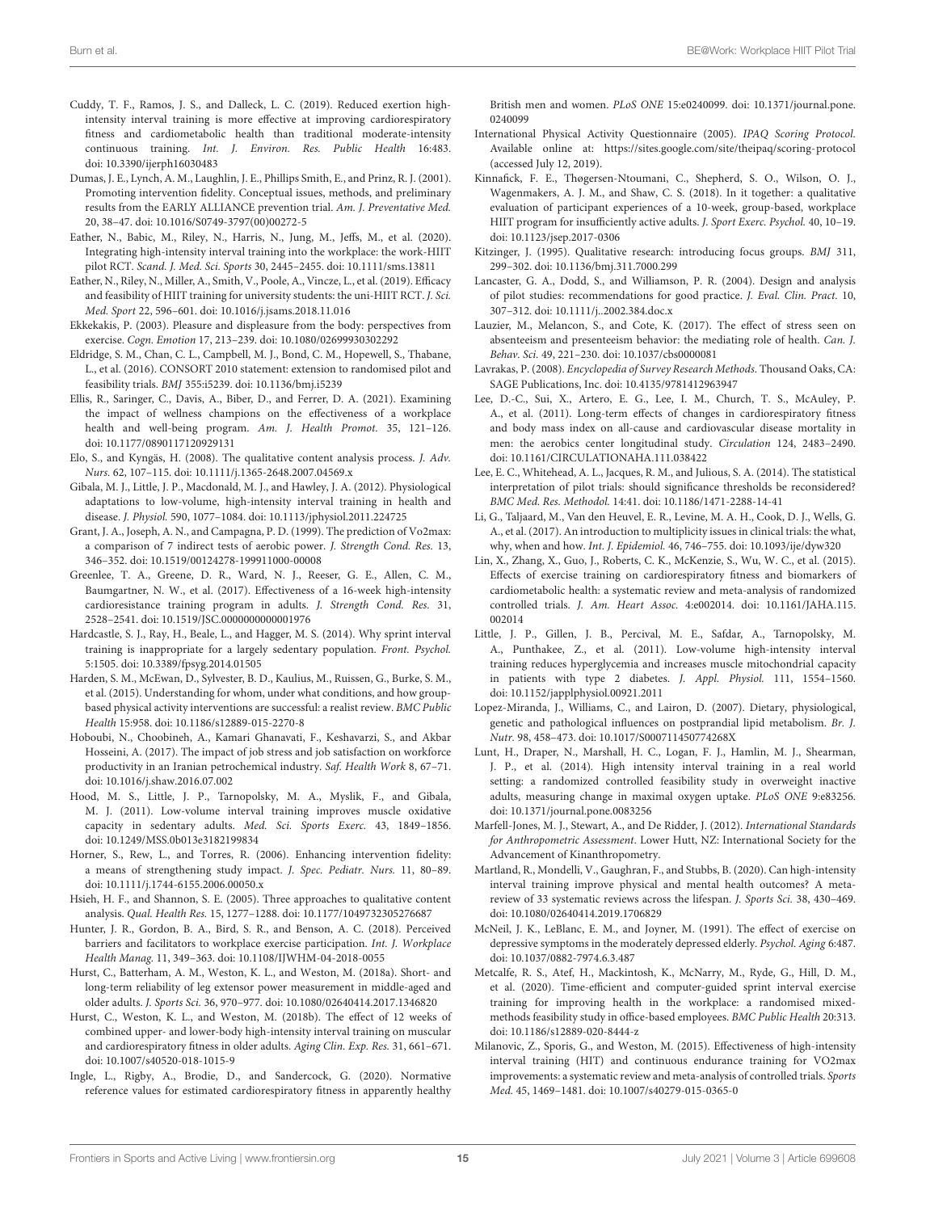Cuddy, T. F., Ramos, J. S., and Dalleck, L. C. (2019). Reduced exertion high-intensity interval training is more effective at improving cardiorespiratory fitness and cardiometabolic health than traditional moderate-intensity continuous training. *Int. J. Environ. Res. Public Health* 16:483. doi: 10.3390/ijerph16030483

Dumas, J. E., Lynch, A. M., Laughlin, J. E., Phillips Smith, E., and Prinz, R. J. (2001). Promoting intervention fidelity. Conceptual issues, methods, and preliminary results from the EARLY ALLIANCE prevention trial. *Am. J. Preventative Med.* 20, 38–47. doi: 10.1016/S0749-3797(00)00272-5

Eather, N., Babic, M., Riley, N., Harris, N., Jung, M., Jeffs, M., et al. (2020). Integrating high-intensity interval training into the workplace: the work-HIIT pilot RCT. *Scand. J. Med. Sci. Sports* 30, 2445–2455. doi: 10.1111/sms.13811

Eather, N., Riley, N., Miller, A., Smith, V., Poole, A., Vincze, L., et al. (2019). Efficacy and feasibility of HIIT training for university students: the uni-HIIT RCT. *J. Sci. Med. Sport* 22, 596–601. doi: 10.1016/j.jsams.2018.11.016

Ekkekakis, P. (2003). Pleasure and displeasure from the body: perspectives from exercise. *Cogn. Emotion* 17, 213–239. doi: 10.1080/02699930302292

Eldridge, S. M., Chan, C. L., Campbell, M. J., Bond, C. M., Hopewell, S., Thabane, L., et al. (2016). CONSORT 2010 statement: extension to randomised pilot and feasibility trials. *BMJ* 355:i5239. doi: 10.1136/bmj.i5239

Ellis, R., Saringer, C., Davis, A., Biber, D., and Ferrer, D. A. (2021). Examining the impact of wellness champions on the effectiveness of a workplace health and well-being program. *Am. J. Health Promot.* 35, 121–126. doi: 10.1177/0890117120929131

Elo, S., and Kyngäs, H. (2008). The qualitative content analysis process. *J. Adv. Nurs.* 62, 107–115. doi: 10.1111/j.1365-2648.2007.04569.x

Gibala, M. J., Little, J. P., Macdonald, M. J., and Hawley, J. A. (2012). Physiological adaptations to low-volume, high-intensity interval training in health and disease. *J. Physiol.* 590, 1077–1084. doi: 10.1113/jphysiol.2011.224725

Grant, J. A., Joseph, A. N., and Campagna, P. D. (1999). The prediction of Vo2max: a comparison of 7 indirect tests of aerobic power. *J. Strength Cond. Res.* 13, 346–352. doi: 10.1519/00124278-199911000-00008

Greenlee, T. A., Greene, D. R., Ward, N. J., Reeser, G. E., Allen, C. M., Baumgartner, N. W., et al. (2017). Effectiveness of a 16-week high-intensity cardioresistance training program in adults. *J. Strength Cond. Res.* 31, 2528–2541. doi: 10.1519/JSC.0000000000001976

Hardcastle, S. J., Ray, H., Beale, L., and Hagger, M. S. (2014). Why sprint interval training is inappropriate for a largely sedentary population. *Front. Psychol.* 5:1505. doi: 10.3389/fpsyg.2014.01505

Harden, S. M., McEwan, D., Sylvester, B. D., Kaulius, M., Ruissen, G., Burke, S. M., et al. (2015). Understanding for whom, under what conditions, and how group-based physical activity interventions are successful: a realist review. *BMC Public Health* 15:958. doi: 10.1186/s12889-015-2270-8

Hoboubi, N., Choobineh, A., Kamari Ghanavati, F., Keshavarzi, S., and Akbar Hosseini, A. (2017). The impact of job stress and job satisfaction on workforce productivity in an Iranian petrochemical industry. *Saf. Health Work* 8, 67–71. doi: 10.1016/j.shaw.2016.07.002

Hood, M. S., Little, J. P., Tarnopolsky, M. A., Myslik, F., and Gibala, M. J. (2011). Low-volume interval training improves muscle oxidative capacity in sedentary adults. *Med. Sci. Sports Exerc.* 43, 1849–1856. doi: 10.1249/MSS.0b013e3182199834

Horner, S., Rew, L., and Torres, R. (2006). Enhancing intervention fidelity: a means of strengthening study impact. *J. Spec. Pediatr. Nurs.* 11, 80–89. doi: 10.1111/j.1744-6155.2006.00050.x

Hsieh, H. F., and Shannon, S. E. (2005). Three approaches to qualitative content analysis. *Qual. Health Res.* 15, 1277–1288. doi: 10.1177/1049732305276687

Hunter, J. R., Gordon, B. A., Bird, S. R., and Benson, A. C. (2018). Perceived barriers and facilitators to workplace exercise participation. *Int. J. Workplace Health Manag.* 11, 349–363. doi: 10.1108/IJWHM-04-2018-0055

Hurst, C., Batterham, A. M., Weston, K. L., and Weston, M. (2018a). Short- and long-term reliability of leg extensor power measurement in middle-aged and older adults. *J. Sports Sci.* 36, 970–977. doi: 10.1080/02640414.2017.1346820

Hurst, C., Weston, K. L., and Weston, M. (2018b). The effect of 12 weeks of combined upper- and lower-body high-intensity interval training on muscular and cardiorespiratory fitness in older adults. *Aging Clin. Exp. Res.* 31, 661–671. doi: 10.1007/s40520-018-1015-9

Ingle, L., Rigby, A., Brodie, D., and Sandercock, G. (2020). Normative reference values for estimated cardiorespiratory fitness in apparently healthy British men and women. *PLoS ONE* 15:e0240099. doi: 10.1371/journal.pone.0240099

International Physical Activity Questionnaire (2005). *IPAQ Scoring Protocol.* Available online at: https://sites.google.com/site/theipaq/scoring-protocol (accessed July 12, 2019).

Kinnafick, F. E., Thøgersen-Ntoumani, C., Shepherd, S. O., Wilson, O. J., Wagenmakers, A. J. M., and Shaw, C. S. (2018). In it together: a qualitative evaluation of participant experiences of a 10-week, group-based, workplace HIIT program for insufficiently active adults. *J. Sport Exerc. Psychol.* 40, 10–19. doi: 10.1123/jsep.2017-0306

Kitzinger, J. (1995). Qualitative research: introducing focus groups. *BMJ* 311, 299–302. doi: 10.1136/bmj.311.7000.299

Lancaster, G. A., Dodd, S., and Williamson, P. R. (2004). Design and analysis of pilot studies: recommendations for good practice. *J. Eval. Clin. Pract.* 10, 307–312. doi: 10.1111/j..2002.384.doc.x

Lauzier, M., Melancon, S., and Cote, K. (2017). The effect of stress seen on absenteeism and presenteeism behavior: the mediating role of health. *Can. J. Behav. Sci.* 49, 221–230. doi: 10.1037/cbs0000081

Lavrakas, P. (2008). *Encyclopedia of Survey Research Methods*. Thousand Oaks, CA: SAGE Publications, Inc. doi: 10.4135/9781412963947

Lee, D.-C., Sui, X., Artero, E. G., Lee, I. M., Church, T. S., McAuley, P. A., et al. (2011). Long-term effects of changes in cardiorespiratory fitness and body mass index on all-cause and cardiovascular disease mortality in men: the aerobics center longitudinal study. *Circulation* 124, 2483–2490. doi: 10.1161/CIRCULATIONAHA.111.038422

Lee, E. C., Whitehead, A. L., Jacques, R. M., and Julious, S. A. (2014). The statistical interpretation of pilot trials: should significance thresholds be reconsidered? *BMC Med. Res. Methodol.* 14:41. doi: 10.1186/1471-2288-14-41

Li, G., Taljaard, M., Van den Heuvel, E. R., Levine, M. A. H., Cook, D. J., Wells, G. A., et al. (2017). An introduction to multiplicity issues in clinical trials: the what, why, when and how. *Int. J. Epidemiol.* 46, 746–755. doi: 10.1093/ije/dyw320

Lin, X., Zhang, X., Guo, J., Roberts, C. K., McKenzie, S., Wu, W. C., et al. (2015). Effects of exercise training on cardiorespiratory fitness and biomarkers of cardiometabolic health: a systematic review and meta-analysis of randomized controlled trials. *J. Am. Heart Assoc.* 4:e002014. doi: 10.1161/JAHA.115.002014

Little, J. P., Gillen, J. B., Percival, M. E., Safdar, A., Tarnopolsky, M. A., Punthakee, Z., et al. (2011). Low-volume high-intensity interval training reduces hyperglycemia and increases muscle mitochondrial capacity in patients with type 2 diabetes. *J. Appl. Physiol.* 111, 1554–1560. doi: 10.1152/japplphysiol.00921.2011

Lopez-Miranda, J., Williams, C., and Lairon, D. (2007). Dietary, physiological, genetic and pathological influences on postprandial lipid metabolism. *Br. J. Nutr.* 98, 458–473. doi: 10.1017/S000711450774268X

Lunt, H., Draper, N., Marshall, H. C., Logan, F. J., Hamlin, M. J., Shearman, J. P., et al. (2014). High intensity interval training in a real world setting: a randomized controlled feasibility study in overweight inactive adults, measuring change in maximal oxygen uptake. *PLoS ONE* 9:e83256. doi: 10.1371/journal.pone.0083256

Marfell-Jones, M. J., Stewart, A., and De Ridder, J. (2012). *International Standards for Anthropometric Assessment*. Lower Hutt, NZ: International Society for the Advancement of Kinanthropometry.

Martland, R., Mondelli, V., Gaughran, F., and Stubbs, B. (2020). Can high-intensity interval training improve physical and mental health outcomes? A meta-review of 33 systematic reviews across the lifespan. *J. Sports Sci.* 38, 430–469. doi: 10.1080/02640414.2019.1706829

McNeil, J. K., LeBlanc, E. M., and Joyner, M. (1991). The effect of exercise on depressive symptoms in the moderately depressed elderly. *Psychol. Aging* 6:487. doi: 10.1037/0882-7974.6.3.487

Metcalfe, R. S., Atef, H., Mackintosh, K., McNarry, M., Ryde, G., Hill, D. M., et al. (2020). Time-efficient and computer-guided sprint interval exercise training for improving health in the workplace: a randomised mixed-methods feasibility study in office-based employees. *BMC Public Health* 20:313. doi: 10.1186/s12889-020-8444-z

Milanovic, Z., Sporis, G., and Weston, M. (2015). Effectiveness of high-intensity interval training (HIT) and continuous endurance training for VO2max improvements: a systematic review and meta-analysis of controlled trials. *Sports Med.* 45, 1469–1481. doi: 10.1007/s40279-015-0365-0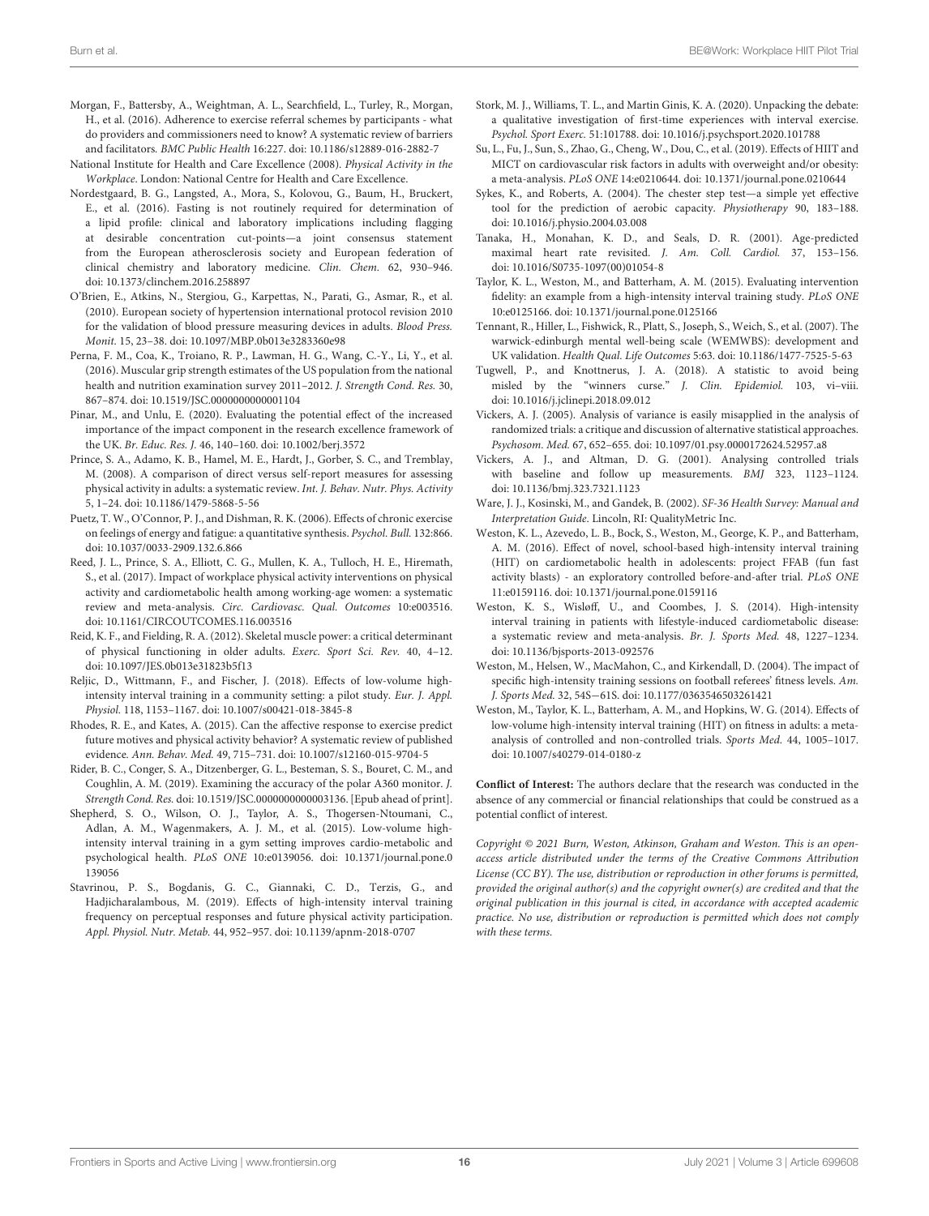Morgan, F., Battersby, A., Weightman, A. L., Searchfield, L., Turley, R., Morgan, H., et al. (2016). Adherence to exercise referral schemes by participants - what do providers and commissioners need to know? A systematic review of barriers and facilitators. *BMC Public Health* 16:227. doi: 10.1186/s12889-016-2882-7

National Institute for Health and Care Excellence (2008). *Physical Activity in the Workplace*. London: National Centre for Health and Care Excellence.

Nordestgaard, B. G., Langsted, A., Mora, S., Kolovou, G., Baum, H., Bruckert, E., et al. (2016). Fasting is not routinely required for determination of a lipid profile: clinical and laboratory implications including flagging at desirable concentration cut-points—a joint consensus statement from the European atherosclerosis society and European federation of clinical chemistry and laboratory medicine. *Clin. Chem.* 62, 930–946. doi: 10.1373/clinchem.2016.258897

O'Brien, E., Atkins, N., Stergiou, G., Karpettas, N., Parati, G., Asmar, R., et al. (2010). European society of hypertension international protocol revision 2010 for the validation of blood pressure measuring devices in adults. *Blood Press. Monit.* 15, 23–38. doi: 10.1097/MBP.0b013e3283360e98

Perna, F. M., Coa, K., Troiano, R. P., Lawman, H. G., Wang, C.-Y., Li, Y., et al. (2016). Muscular grip strength estimates of the US population from the national health and nutrition examination survey 2011–2012. *J. Strength Cond. Res.* 30, 867–874. doi: 10.1519/JSC.0000000000001104

Pinar, M., and Unlu, E. (2020). Evaluating the potential effect of the increased importance of the impact component in the research excellence framework of the UK. *Br. Educ. Res. J.* 46, 140–160. doi: 10.1002/berj.3572

Prince, S. A., Adamo, K. B., Hamel, M. E., Hardt, J., Gorber, S. C., and Tremblay, M. (2008). A comparison of direct versus self-report measures for assessing physical activity in adults: a systematic review. *Int. J. Behav. Nutr. Phys. Activity* 5, 1–24. doi: 10.1186/1479-5868-5-56

Puetz, T. W., O'Connor, P. J., and Dishman, R. K. (2006). Effects of chronic exercise on feelings of energy and fatigue: a quantitative synthesis. *Psychol. Bull.* 132:866. doi: 10.1037/0033-2909.132.6.866

Reed, J. L., Prince, S. A., Elliott, C. G., Mullen, K. A., Tulloch, H. E., Hiremath, S., et al. (2017). Impact of workplace physical activity interventions on physical activity and cardiometabolic health among working-age women: a systematic review and meta-analysis. *Circ. Cardiovasc. Qual. Outcomes* 10:e003516. doi: 10.1161/CIRCOUTCOMES.116.003516

Reid, K. F., and Fielding, R. A. (2012). Skeletal muscle power: a critical determinant of physical functioning in older adults. *Exerc. Sport Sci. Rev.* 40, 4–12. doi: 10.1097/JES.0b013e31823b5f13

Reljic, D., Wittmann, F., and Fischer, J. (2018). Effects of low-volume high-intensity interval training in a community setting: a pilot study. *Eur. J. Appl. Physiol.* 118, 1153–1167. doi: 10.1007/s00421-018-3845-8

Rhodes, R. E., and Kates, A. (2015). Can the affective response to exercise predict future motives and physical activity behavior? A systematic review of published evidence. *Ann. Behav. Med.* 49, 715–731. doi: 10.1007/s12160-015-9704-5

Rider, B. C., Conger, S. A., Ditzenberger, G. L., Besteman, S. S., Bouret, C. M., and Coughlin, A. M. (2019). Examining the accuracy of the polar A360 monitor. *J. Strength Cond. Res.* doi: 10.1519/JSC.0000000000003136. [Epub ahead of print].

Shepherd, S. O., Wilson, O. J., Taylor, A. S., Thogersen-Ntoumani, C., Adlan, A. M., Wagenmakers, A. J. M., et al. (2015). Low-volume high-intensity interval training in a gym setting improves cardio-metabolic and psychological health. *PLoS ONE* 10:e0139056. doi: 10.1371/journal.pone.0139056

Stavrinou, P. S., Bogdanis, G. C., Giannaki, C. D., Terzis, G., and Hadjicharalambous, M. (2019). Effects of high-intensity interval training frequency on perceptual responses and future physical activity participation. *Appl. Physiol. Nutr. Metab.* 44, 952–957. doi: 10.1139/apnm-2018-0707

Stork, M. J., Williams, T. L., and Martin Ginis, K. A. (2020). Unpacking the debate: a qualitative investigation of first-time experiences with interval exercise. *Psychol. Sport Exerc.* 51:101788. doi: 10.1016/j.psychsport.2020.101788

Su, L., Fu, J., Sun, S., Zhao, G., Cheng, W., Dou, C., et al. (2019). Effects of HIIT and MICT on cardiovascular risk factors in adults with overweight and/or obesity: a meta-analysis. *PLoS ONE* 14:e0210644. doi: 10.1371/journal.pone.0210644

Sykes, K., and Roberts, A. (2004). The chester step test—a simple yet effective tool for the prediction of aerobic capacity. *Physiotherapy* 90, 183–188. doi: 10.1016/j.physio.2004.03.008

Tanaka, H., Monahan, K. D., and Seals, D. R. (2001). Age-predicted maximal heart rate revisited. *J. Am. Coll. Cardiol.* 37, 153–156. doi: 10.1016/S0735-1097(00)01054-8

Taylor, K. L., Weston, M., and Batterham, A. M. (2015). Evaluating intervention fidelity: an example from a high-intensity interval training study. *PLoS ONE* 10:e0125166. doi: 10.1371/journal.pone.0125166

Tennant, R., Hiller, L., Fishwick, R., Platt, S., Joseph, S., Weich, S., et al. (2007). The warwick-edinburgh mental well-being scale (WEMWBS): development and UK validation. *Health Qual. Life Outcomes* 5:63. doi: 10.1186/1477-7525-5-63

Tugwell, P., and Knottnerus, J. A. (2018). A statistic to avoid being misled by the "winners curse." *J. Clin. Epidemiol.* 103, vi–viii. doi: 10.1016/j.jclinepi.2018.09.012

Vickers, A. J. (2005). Analysis of variance is easily misapplied in the analysis of randomized trials: a critique and discussion of alternative statistical approaches. *Psychosom. Med.* 67, 652–655. doi: 10.1097/01.psy.0000172624.52957.a8

Vickers, A. J., and Altman, D. G. (2001). Analysing controlled trials with baseline and follow up measurements. *BMJ* 323, 1123–1124. doi: 10.1136/bmj.323.7321.1123

Ware, J. J., Kosinski, M., and Gandek, B. (2002). *SF-36 Health Survey: Manual and Interpretation Guide*. Lincoln, RI: QualityMetric Inc.

Weston, K. L., Azevedo, L. B., Bock, S., Weston, M., George, K. P., and Batterham, A. M. (2016). Effect of novel, school-based high-intensity interval training (HIT) on cardiometabolic health in adolescents: project FFAB (fun fast activity blasts) - an exploratory controlled before-and-after trial. *PLoS ONE* 11:e0159116. doi: 10.1371/journal.pone.0159116

Weston, K. S., Wisløff, U., and Coombes, J. S. (2014). High-intensity interval training in patients with lifestyle-induced cardiometabolic disease: a systematic review and meta-analysis. *Br. J. Sports Med.* 48, 1227–1234. doi: 10.1136/bjsports-2013-092576

Weston, M., Helsen, W., MacMahon, C., and Kirkendall, D. (2004). The impact of specific high-intensity training sessions on football referees' fitness levels. *Am. J. Sports Med.* 32, 54S−61S. doi: 10.1177/0363546503261421

Weston, M., Taylor, K. L., Batterham, A. M., and Hopkins, W. G. (2014). Effects of low-volume high-intensity interval training (HIT) on fitness in adults: a meta-analysis of controlled and non-controlled trials. *Sports Med.* 44, 1005–1017. doi: 10.1007/s40279-014-0180-z

**Conflict of Interest:** The authors declare that the research was conducted in the absence of any commercial or financial relationships that could be construed as a potential conflict of interest.

*Copyright © 2021 Burn, Weston, Atkinson, Graham and Weston. This is an open-access article distributed under the terms of the Creative Commons Attribution License (CC BY). The use, distribution or reproduction in other forums is permitted, provided the original author(s) and the copyright owner(s) are credited and that the original publication in this journal is cited, in accordance with accepted academic practice. No use, distribution or reproduction is permitted which does not comply with these terms.*